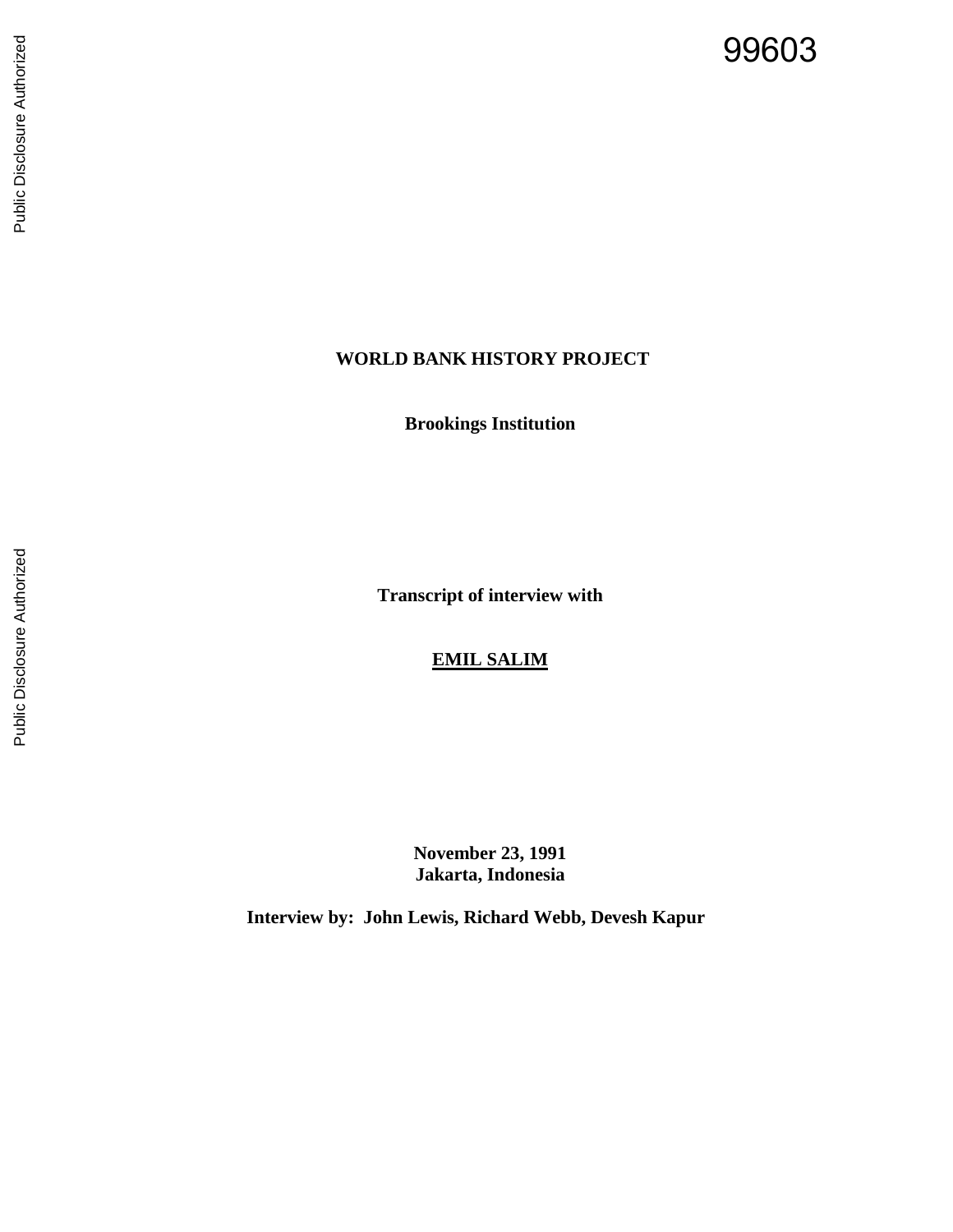99603

**WORLD BANK HISTORY PROJECT**

**Brookings Institution**

**Transcript of interview with**

**EMIL SALIM**

**November 23, 1991**
**Jakarta, Indonesia**

**Interview by: John Lewis, Richard Webb, Devesh Kapur**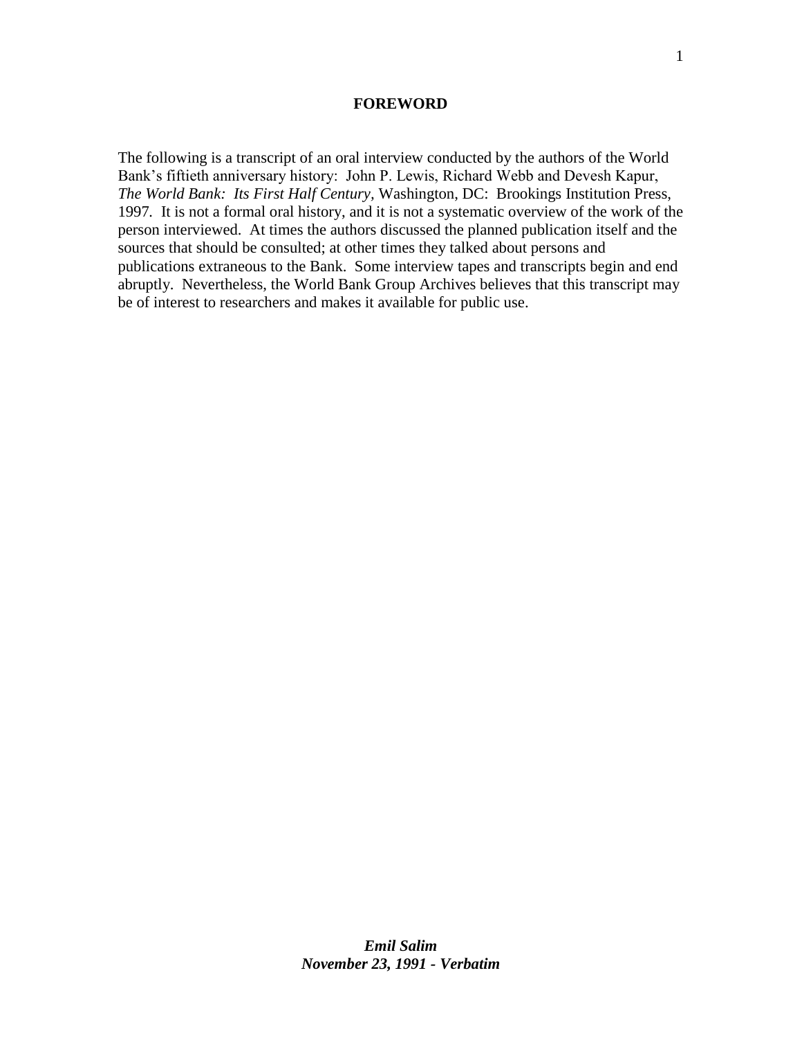# FOREWORD

The following is a transcript of an oral interview conducted by the authors of the World Bank's fiftieth anniversary history: John P. Lewis, Richard Webb and Devesh Kapur, *The World Bank: Its First Half Century*, Washington, DC: Brookings Institution Press, 1997. It is not a formal oral history, and it is not a systematic overview of the work of the person interviewed. At times the authors discussed the planned publication itself and the sources that should be consulted; at other times they talked about persons and publications extraneous to the Bank. Some interview tapes and transcripts begin and end abruptly. Nevertheless, the World Bank Group Archives believes that this transcript may be of interest to researchers and makes it available for public use.

***Emil Salim***
***November 23, 1991 - Verbatim***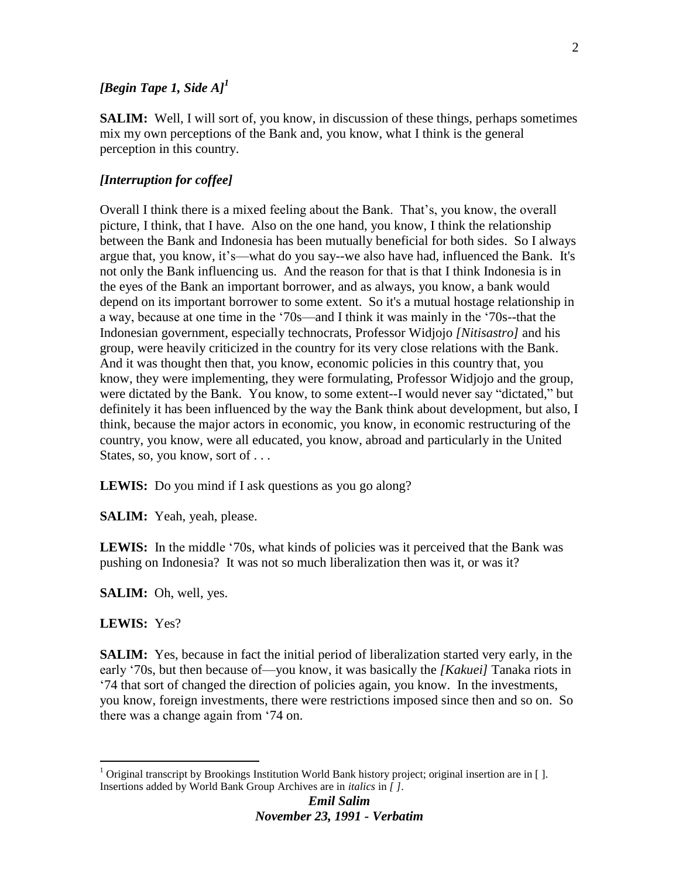***[Begin Tape 1, Side A]***[1]

**SALIM:** Well, I will sort of, you know, in discussion of these things, perhaps sometimes mix my own perceptions of the Bank and, you know, what I think is the general perception in this country.

***[Interruption for coffee]***

Overall I think there is a mixed feeling about the Bank. That's, you know, the overall picture, I think, that I have. Also on the one hand, you know, I think the relationship between the Bank and Indonesia has been mutually beneficial for both sides. So I always argue that, you know, it's—what do you say--we also have had, influenced the Bank. It's not only the Bank influencing us. And the reason for that is that I think Indonesia is in the eyes of the Bank an important borrower, and as always, you know, a bank would depend on its important borrower to some extent. So it's a mutual hostage relationship in a way, because at one time in the '70s—and I think it was mainly in the '70s--that the Indonesian government, especially technocrats, Professor Widjojo *[Nitisastro]* and his group, were heavily criticized in the country for its very close relations with the Bank. And it was thought then that, you know, economic policies in this country that, you know, they were implementing, they were formulating, Professor Widjojo and the group, were dictated by the Bank. You know, to some extent--I would never say "dictated," but definitely it has been influenced by the way the Bank think about development, but also, I think, because the major actors in economic, you know, in economic restructuring of the country, you know, were all educated, you know, abroad and particularly in the United States, so, you know, sort of . . .

**LEWIS:** Do you mind if I ask questions as you go along?

**SALIM:** Yeah, yeah, please.

**LEWIS:** In the middle '70s, what kinds of policies was it perceived that the Bank was pushing on Indonesia? It was not so much liberalization then was it, or was it?

**SALIM:** Oh, well, yes.

**LEWIS:** Yes?

**SALIM:** Yes, because in fact the initial period of liberalization started very early, in the early '70s, but then because of—you know, it was basically the *[Kakuei]* Tanaka riots in '74 that sort of changed the direction of policies again, you know. In the investments, you know, foreign investments, there were restrictions imposed since then and so on. So there was a change again from '74 on.

[1] Original transcript by Brookings Institution World Bank history project; original insertion are in [ ]. Insertions added by World Bank Group Archives are in *italics* in *[ ]*.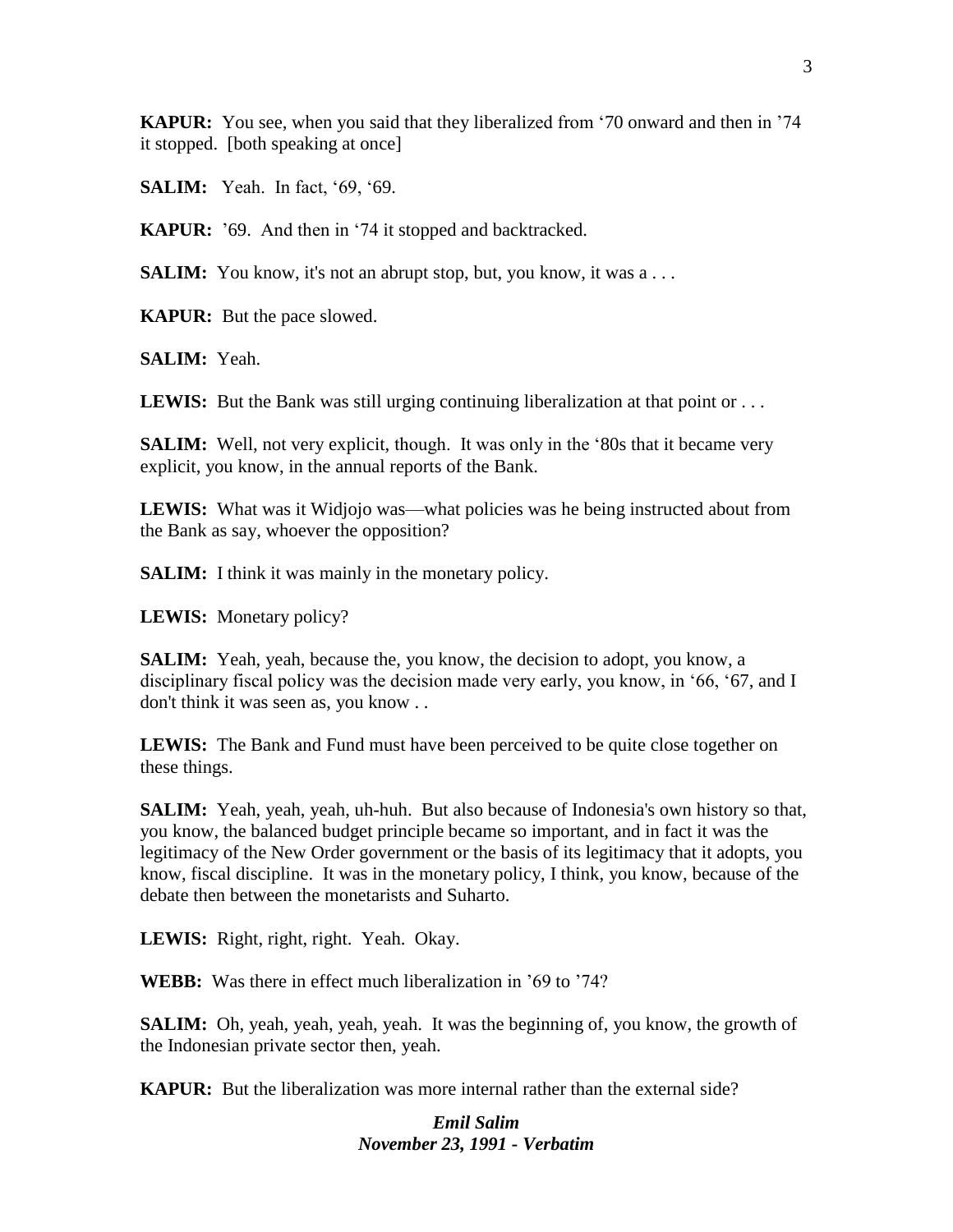**KAPUR:** You see, when you said that they liberalized from '70 onward and then in '74 it stopped. [both speaking at once]

**SALIM:** Yeah. In fact, '69, '69.

**KAPUR:** '69. And then in '74 it stopped and backtracked.

**SALIM:** You know, it's not an abrupt stop, but, you know, it was a . . .

**KAPUR:** But the pace slowed.

**SALIM:** Yeah.

**LEWIS:** But the Bank was still urging continuing liberalization at that point or . . .

**SALIM:** Well, not very explicit, though. It was only in the '80s that it became very explicit, you know, in the annual reports of the Bank.

**LEWIS:** What was it Widjojo was—what policies was he being instructed about from the Bank as say, whoever the opposition?

**SALIM:** I think it was mainly in the monetary policy.

**LEWIS:** Monetary policy?

**SALIM:** Yeah, yeah, because the, you know, the decision to adopt, you know, a disciplinary fiscal policy was the decision made very early, you know, in '66, '67, and I don't think it was seen as, you know . .

**LEWIS:** The Bank and Fund must have been perceived to be quite close together on these things.

**SALIM:** Yeah, yeah, yeah, uh-huh. But also because of Indonesia's own history so that, you know, the balanced budget principle became so important, and in fact it was the legitimacy of the New Order government or the basis of its legitimacy that it adopts, you know, fiscal discipline. It was in the monetary policy, I think, you know, because of the debate then between the monetarists and Suharto.

**LEWIS:** Right, right, right. Yeah. Okay.

**WEBB:** Was there in effect much liberalization in '69 to '74?

**SALIM:** Oh, yeah, yeah, yeah, yeah. It was the beginning of, you know, the growth of the Indonesian private sector then, yeah.

**KAPUR:** But the liberalization was more internal rather than the external side?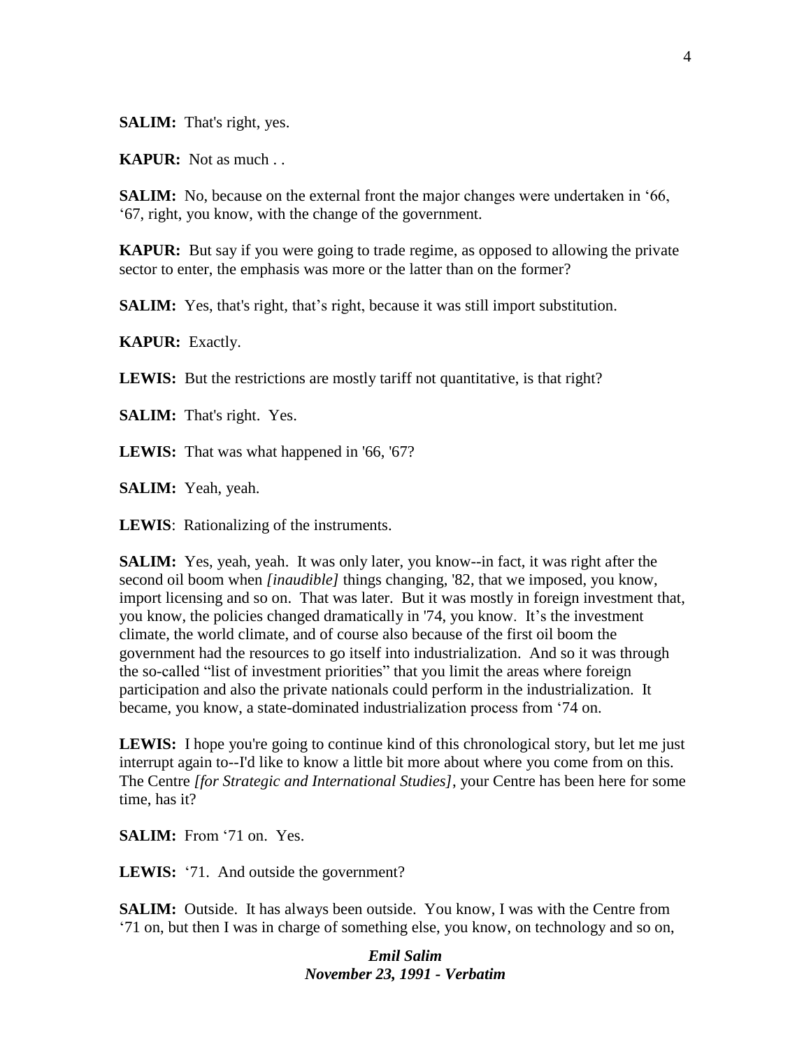**SALIM:** That's right, yes.

**KAPUR:** Not as much . .

**SALIM:** No, because on the external front the major changes were undertaken in ‘66, ‘67, right, you know, with the change of the government.

**KAPUR:** But say if you were going to trade regime, as opposed to allowing the private sector to enter, the emphasis was more or the latter than on the former?

**SALIM:** Yes, that's right, that’s right, because it was still import substitution.

**KAPUR:** Exactly.

**LEWIS:** But the restrictions are mostly tariff not quantitative, is that right?

**SALIM:** That's right. Yes.

**LEWIS:** That was what happened in '66, '67?

**SALIM:** Yeah, yeah.

**LEWIS**: Rationalizing of the instruments.

**SALIM:** Yes, yeah, yeah. It was only later, you know--in fact, it was right after the second oil boom when *[inaudible]* things changing, '82, that we imposed, you know, import licensing and so on. That was later. But it was mostly in foreign investment that, you know, the policies changed dramatically in '74, you know. It’s the investment climate, the world climate, and of course also because of the first oil boom the government had the resources to go itself into industrialization. And so it was through the so-called “list of investment priorities” that you limit the areas where foreign participation and also the private nationals could perform in the industrialization. It became, you know, a state-dominated industrialization process from ‘74 on.

**LEWIS:** I hope you're going to continue kind of this chronological story, but let me just interrupt again to--I'd like to know a little bit more about where you come from on this. The Centre *[for Strategic and International Studies]*, your Centre has been here for some time, has it?

**SALIM:** From ‘71 on. Yes.

**LEWIS:** ‘71. And outside the government?

**SALIM:** Outside. It has always been outside. You know, I was with the Centre from ‘71 on, but then I was in charge of something else, you know, on technology and so on,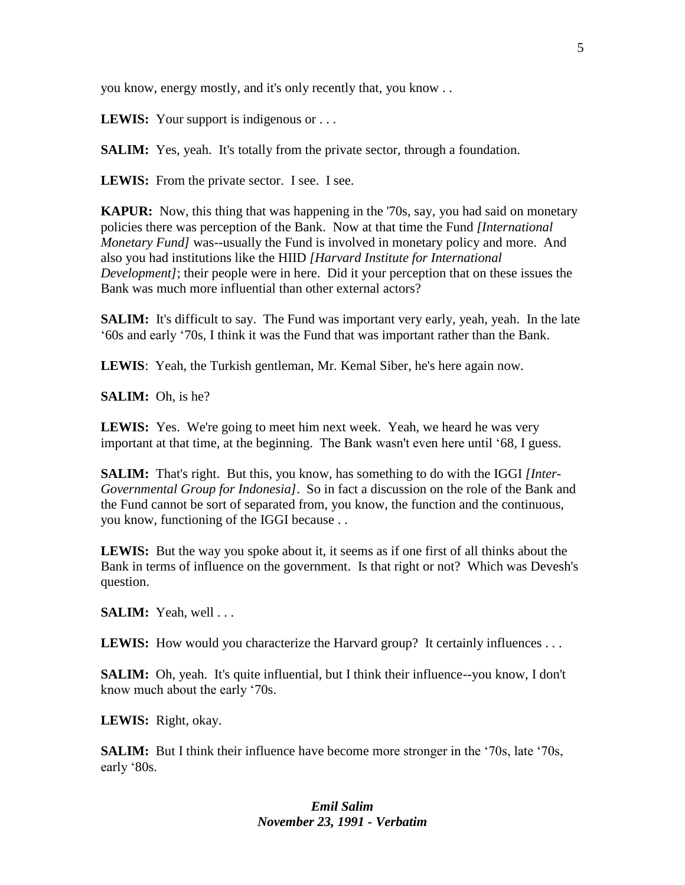you know, energy mostly, and it's only recently that, you know . .

**LEWIS:** Your support is indigenous or . . .

**SALIM:** Yes, yeah. It's totally from the private sector, through a foundation.

**LEWIS:** From the private sector. I see. I see.

**KAPUR:** Now, this thing that was happening in the '70s, say, you had said on monetary policies there was perception of the Bank. Now at that time the Fund *[International Monetary Fund]* was--usually the Fund is involved in monetary policy and more. And also you had institutions like the HIID *[Harvard Institute for International Development]*; their people were in here. Did it your perception that on these issues the Bank was much more influential than other external actors?

**SALIM:** It's difficult to say. The Fund was important very early, yeah, yeah. In the late '60s and early '70s, I think it was the Fund that was important rather than the Bank.

**LEWIS**: Yeah, the Turkish gentleman, Mr. Kemal Siber, he's here again now.

**SALIM:** Oh, is he?

**LEWIS:** Yes. We're going to meet him next week. Yeah, we heard he was very important at that time, at the beginning. The Bank wasn't even here until '68, I guess.

**SALIM:** That's right. But this, you know, has something to do with the IGGI *[Inter-Governmental Group for Indonesia]*. So in fact a discussion on the role of the Bank and the Fund cannot be sort of separated from, you know, the function and the continuous, you know, functioning of the IGGI because . .

**LEWIS:** But the way you spoke about it, it seems as if one first of all thinks about the Bank in terms of influence on the government. Is that right or not? Which was Devesh's question.

**SALIM:** Yeah, well . . .

**LEWIS:** How would you characterize the Harvard group? It certainly influences . . .

**SALIM:** Oh, yeah. It's quite influential, but I think their influence--you know, I don't know much about the early '70s.

**LEWIS:** Right, okay.

**SALIM:** But I think their influence have become more stronger in the '70s, late '70s, early '80s.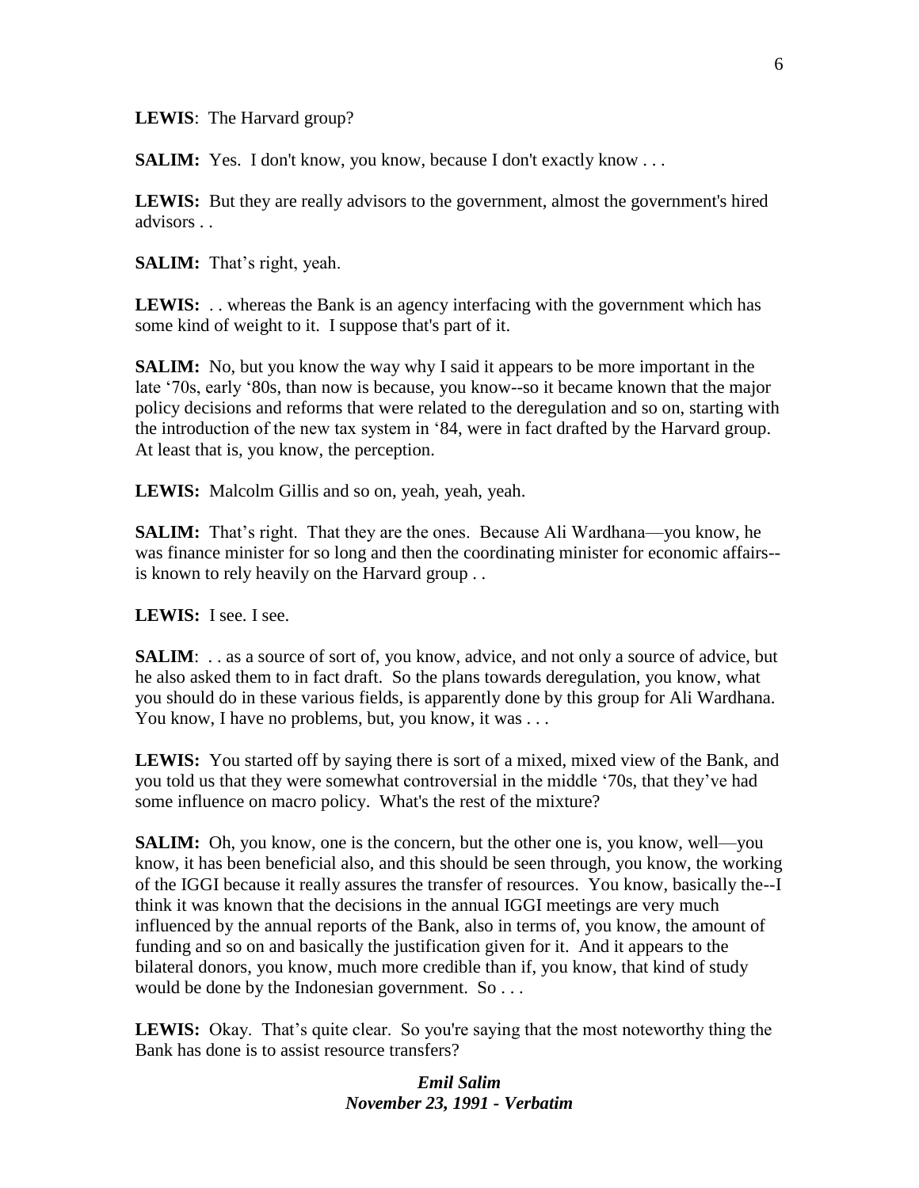**LEWIS**: The Harvard group?

**SALIM:** Yes. I don't know, you know, because I don't exactly know . . .

**LEWIS:** But they are really advisors to the government, almost the government's hired advisors . .

**SALIM:** That's right, yeah.

**LEWIS:** . . whereas the Bank is an agency interfacing with the government which has some kind of weight to it. I suppose that's part of it.

**SALIM:** No, but you know the way why I said it appears to be more important in the late '70s, early '80s, than now is because, you know--so it became known that the major policy decisions and reforms that were related to the deregulation and so on, starting with the introduction of the new tax system in '84, were in fact drafted by the Harvard group. At least that is, you know, the perception.

**LEWIS:** Malcolm Gillis and so on, yeah, yeah, yeah.

**SALIM:** That's right. That they are the ones. Because Ali Wardhana—you know, he was finance minister for so long and then the coordinating minister for economic affairs--is known to rely heavily on the Harvard group . .

**LEWIS:** I see. I see.

**SALIM**: . . as a source of sort of, you know, advice, and not only a source of advice, but he also asked them to in fact draft. So the plans towards deregulation, you know, what you should do in these various fields, is apparently done by this group for Ali Wardhana. You know, I have no problems, but, you know, it was . . .

**LEWIS:** You started off by saying there is sort of a mixed, mixed view of the Bank, and you told us that they were somewhat controversial in the middle '70s, that they've had some influence on macro policy. What's the rest of the mixture?

**SALIM:** Oh, you know, one is the concern, but the other one is, you know, well—you know, it has been beneficial also, and this should be seen through, you know, the working of the IGGI because it really assures the transfer of resources. You know, basically the--I think it was known that the decisions in the annual IGGI meetings are very much influenced by the annual reports of the Bank, also in terms of, you know, the amount of funding and so on and basically the justification given for it. And it appears to the bilateral donors, you know, much more credible than if, you know, that kind of study would be done by the Indonesian government. So . . .

**LEWIS:** Okay. That's quite clear. So you're saying that the most noteworthy thing the Bank has done is to assist resource transfers?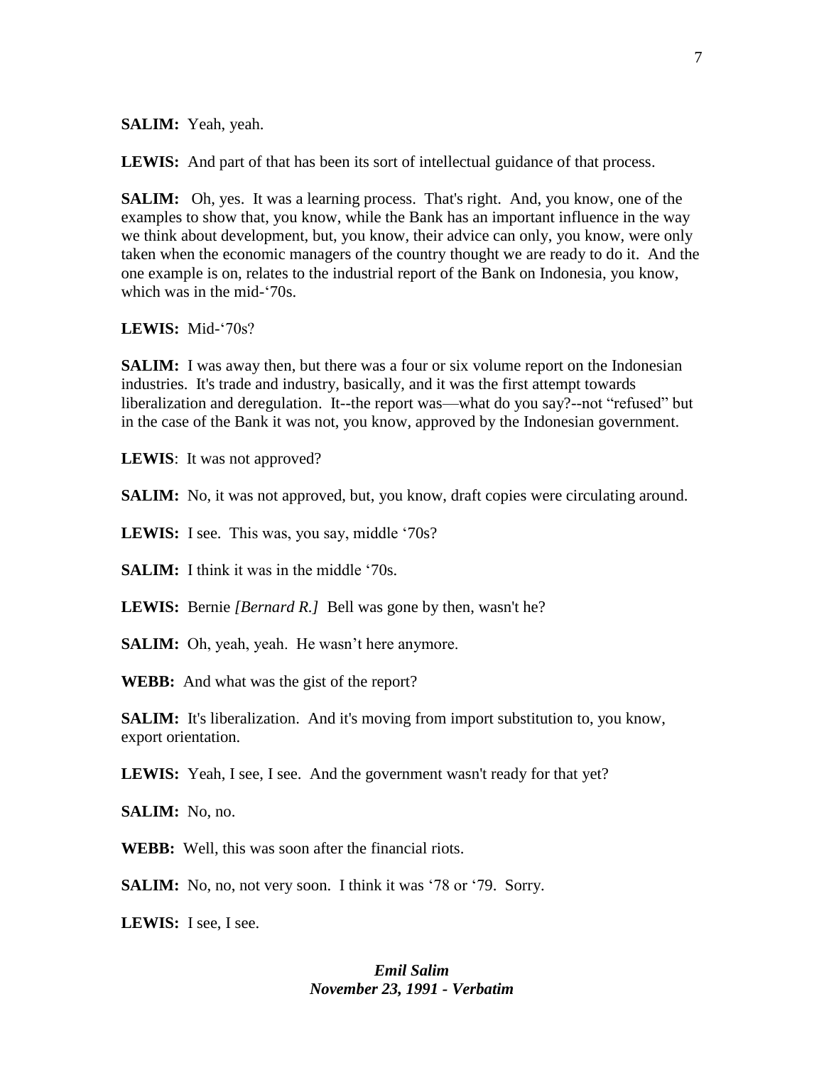**SALIM:** Yeah, yeah.

**LEWIS:** And part of that has been its sort of intellectual guidance of that process.

**SALIM:** Oh, yes. It was a learning process. That's right. And, you know, one of the examples to show that, you know, while the Bank has an important influence in the way we think about development, but, you know, their advice can only, you know, were only taken when the economic managers of the country thought we are ready to do it. And the one example is on, relates to the industrial report of the Bank on Indonesia, you know, which was in the mid-'70s.

**LEWIS:** Mid-'70s?

**SALIM:** I was away then, but there was a four or six volume report on the Indonesian industries. It's trade and industry, basically, and it was the first attempt towards liberalization and deregulation. It--the report was—what do you say?--not "refused" but in the case of the Bank it was not, you know, approved by the Indonesian government.

**LEWIS**: It was not approved?

**SALIM:** No, it was not approved, but, you know, draft copies were circulating around.

**LEWIS:** I see. This was, you say, middle '70s?

**SALIM:** I think it was in the middle '70s.

**LEWIS:** Bernie *[Bernard R.]* Bell was gone by then, wasn't he?

**SALIM:** Oh, yeah, yeah. He wasn't here anymore.

**WEBB:** And what was the gist of the report?

**SALIM:** It's liberalization. And it's moving from import substitution to, you know, export orientation.

**LEWIS:** Yeah, I see, I see. And the government wasn't ready for that yet?

**SALIM:** No, no.

**WEBB:** Well, this was soon after the financial riots.

**SALIM:** No, no, not very soon. I think it was '78 or '79. Sorry.

**LEWIS:** I see, I see.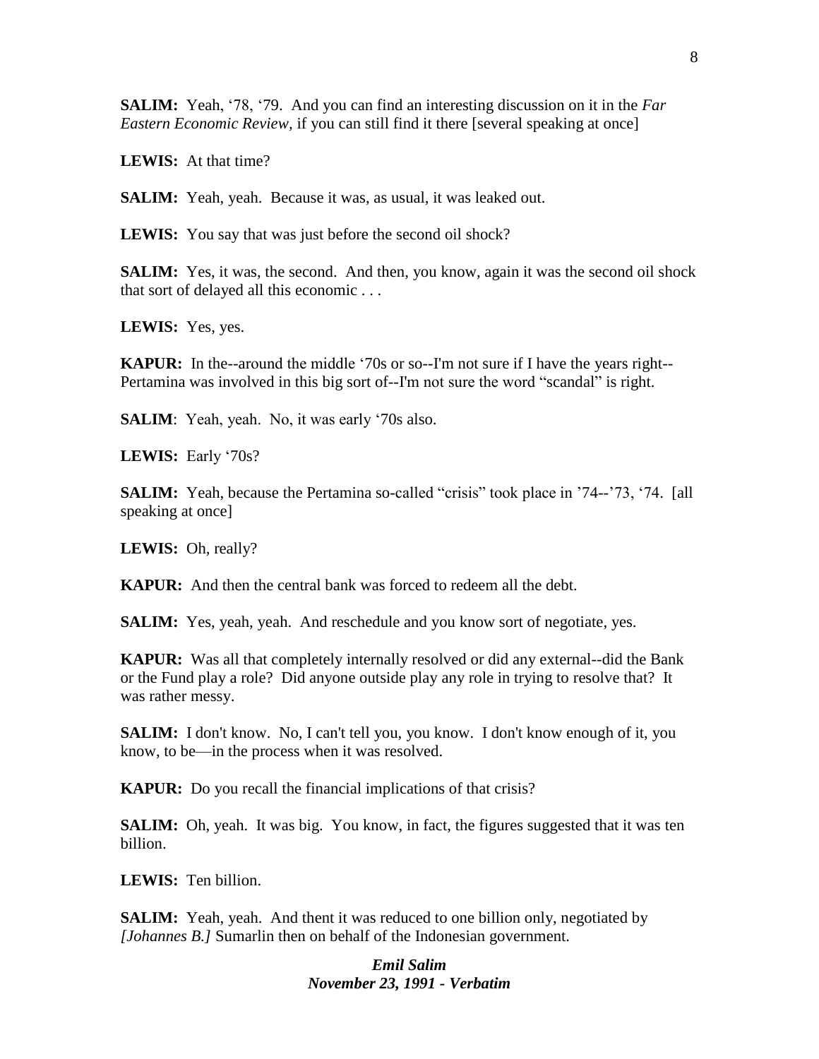**SALIM:** Yeah, '78, '79. And you can find an interesting discussion on it in the *Far Eastern Economic Review,* if you can still find it there [several speaking at once]

**LEWIS:** At that time?

**SALIM:** Yeah, yeah. Because it was, as usual, it was leaked out.

**LEWIS:** You say that was just before the second oil shock?

**SALIM:** Yes, it was, the second. And then, you know, again it was the second oil shock that sort of delayed all this economic . . .

**LEWIS:** Yes, yes.

**KAPUR:** In the--around the middle '70s or so--I'm not sure if I have the years right--Pertamina was involved in this big sort of--I'm not sure the word "scandal" is right.

**SALIM**: Yeah, yeah. No, it was early '70s also.

**LEWIS:** Early '70s?

**SALIM:** Yeah, because the Pertamina so-called "crisis" took place in '74--'73, '74. [all speaking at once]

**LEWIS:** Oh, really?

**KAPUR:** And then the central bank was forced to redeem all the debt.

**SALIM:** Yes, yeah, yeah. And reschedule and you know sort of negotiate, yes.

**KAPUR:** Was all that completely internally resolved or did any external--did the Bank or the Fund play a role? Did anyone outside play any role in trying to resolve that? It was rather messy.

**SALIM:** I don't know. No, I can't tell you, you know. I don't know enough of it, you know, to be—in the process when it was resolved.

**KAPUR:** Do you recall the financial implications of that crisis?

**SALIM:** Oh, yeah. It was big. You know, in fact, the figures suggested that it was ten billion.

**LEWIS:** Ten billion.

**SALIM:** Yeah, yeah. And thent it was reduced to one billion only, negotiated by *[Johannes B.]* Sumarlin then on behalf of the Indonesian government.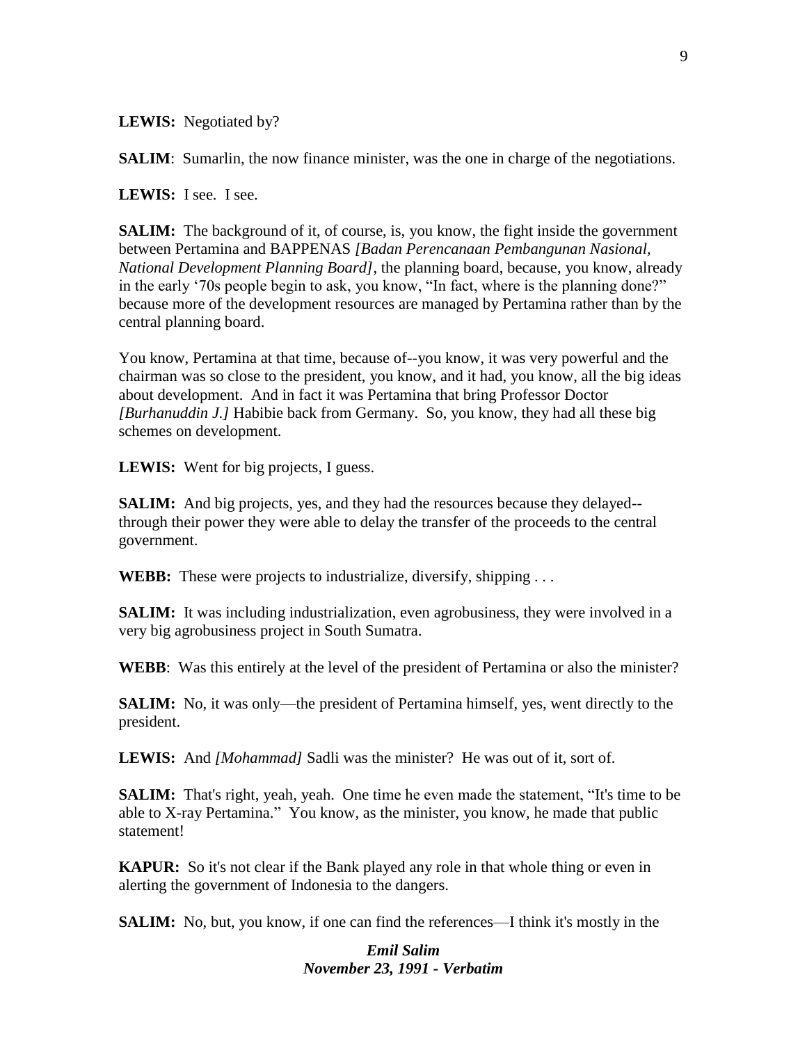**LEWIS:** Negotiated by?

**SALIM**: Sumarlin, the now finance minister, was the one in charge of the negotiations.

**LEWIS:** I see. I see.

**SALIM:** The background of it, of course, is, you know, the fight inside the government between Pertamina and BAPPENAS *[Badan Perencanaan Pembangunan Nasional, National Development Planning Board]*, the planning board, because, you know, already in the early '70s people begin to ask, you know, "In fact, where is the planning done?" because more of the development resources are managed by Pertamina rather than by the central planning board.

You know, Pertamina at that time, because of--you know, it was very powerful and the chairman was so close to the president, you know, and it had, you know, all the big ideas about development. And in fact it was Pertamina that bring Professor Doctor *[Burhanuddin J.]* Habibie back from Germany. So, you know, they had all these big schemes on development.

**LEWIS:** Went for big projects, I guess.

**SALIM:** And big projects, yes, and they had the resources because they delayed--through their power they were able to delay the transfer of the proceeds to the central government.

**WEBB:** These were projects to industrialize, diversify, shipping . . .

**SALIM:** It was including industrialization, even agrobusiness, they were involved in a very big agrobusiness project in South Sumatra.

**WEBB**: Was this entirely at the level of the president of Pertamina or also the minister?

**SALIM:** No, it was only—the president of Pertamina himself, yes, went directly to the president.

**LEWIS:** And *[Mohammad]* Sadli was the minister? He was out of it, sort of.

**SALIM:** That's right, yeah, yeah. One time he even made the statement, "It's time to be able to X-ray Pertamina." You know, as the minister, you know, he made that public statement!

**KAPUR:** So it's not clear if the Bank played any role in that whole thing or even in alerting the government of Indonesia to the dangers.

**SALIM:** No, but, you know, if one can find the references—I think it's mostly in the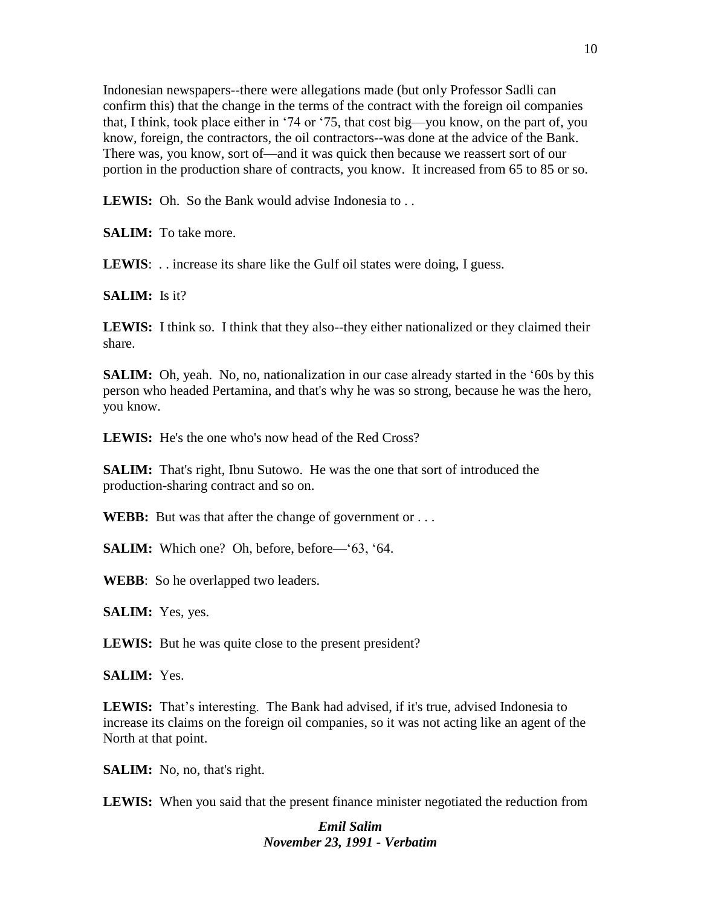Indonesian newspapers--there were allegations made (but only Professor Sadli can confirm this) that the change in the terms of the contract with the foreign oil companies that, I think, took place either in '74 or '75, that cost big—you know, on the part of, you know, foreign, the contractors, the oil contractors--was done at the advice of the Bank. There was, you know, sort of—and it was quick then because we reassert sort of our portion in the production share of contracts, you know. It increased from 65 to 85 or so.

**LEWIS:** Oh. So the Bank would advise Indonesia to . .

**SALIM:** To take more.

**LEWIS**: . . increase its share like the Gulf oil states were doing, I guess.

**SALIM:** Is it?

**LEWIS:** I think so. I think that they also--they either nationalized or they claimed their share.

**SALIM:** Oh, yeah. No, no, nationalization in our case already started in the '60s by this person who headed Pertamina, and that's why he was so strong, because he was the hero, you know.

**LEWIS:** He's the one who's now head of the Red Cross?

**SALIM:** That's right, Ibnu Sutowo. He was the one that sort of introduced the production-sharing contract and so on.

**WEBB:** But was that after the change of government or . . .

**SALIM:** Which one? Oh, before, before—'63, '64.

**WEBB**: So he overlapped two leaders.

**SALIM:** Yes, yes.

**LEWIS:** But he was quite close to the present president?

**SALIM:** Yes.

**LEWIS:** That's interesting. The Bank had advised, if it's true, advised Indonesia to increase its claims on the foreign oil companies, so it was not acting like an agent of the North at that point.

**SALIM:** No, no, that's right.

**LEWIS:** When you said that the present finance minister negotiated the reduction from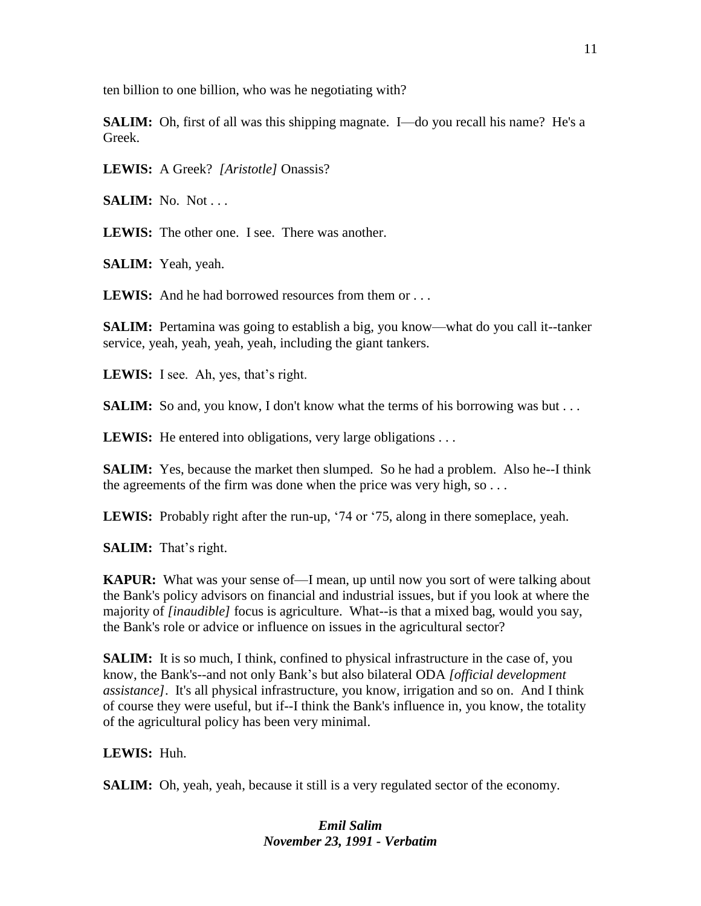ten billion to one billion, who was he negotiating with?

**SALIM:** Oh, first of all was this shipping magnate. I—do you recall his name? He's a Greek.

**LEWIS:** A Greek? *[Aristotle]* Onassis?

**SALIM:** No. Not . . .

**LEWIS:** The other one. I see. There was another.

**SALIM:** Yeah, yeah.

**LEWIS:** And he had borrowed resources from them or . . .

**SALIM:** Pertamina was going to establish a big, you know—what do you call it--tanker service, yeah, yeah, yeah, yeah, including the giant tankers.

**LEWIS:** I see. Ah, yes, that's right.

**SALIM:** So and, you know, I don't know what the terms of his borrowing was but . . .

**LEWIS:** He entered into obligations, very large obligations . . .

**SALIM:** Yes, because the market then slumped. So he had a problem. Also he--I think the agreements of the firm was done when the price was very high, so . . .

**LEWIS:** Probably right after the run-up, '74 or '75, along in there someplace, yeah.

**SALIM:** That's right.

**KAPUR:** What was your sense of—I mean, up until now you sort of were talking about the Bank's policy advisors on financial and industrial issues, but if you look at where the majority of *[inaudible]* focus is agriculture. What--is that a mixed bag, would you say, the Bank's role or advice or influence on issues in the agricultural sector?

**SALIM:** It is so much, I think, confined to physical infrastructure in the case of, you know, the Bank's--and not only Bank's but also bilateral ODA *[official development assistance]*. It's all physical infrastructure, you know, irrigation and so on. And I think of course they were useful, but if--I think the Bank's influence in, you know, the totality of the agricultural policy has been very minimal.

**LEWIS:** Huh.

**SALIM:** Oh, yeah, yeah, because it still is a very regulated sector of the economy.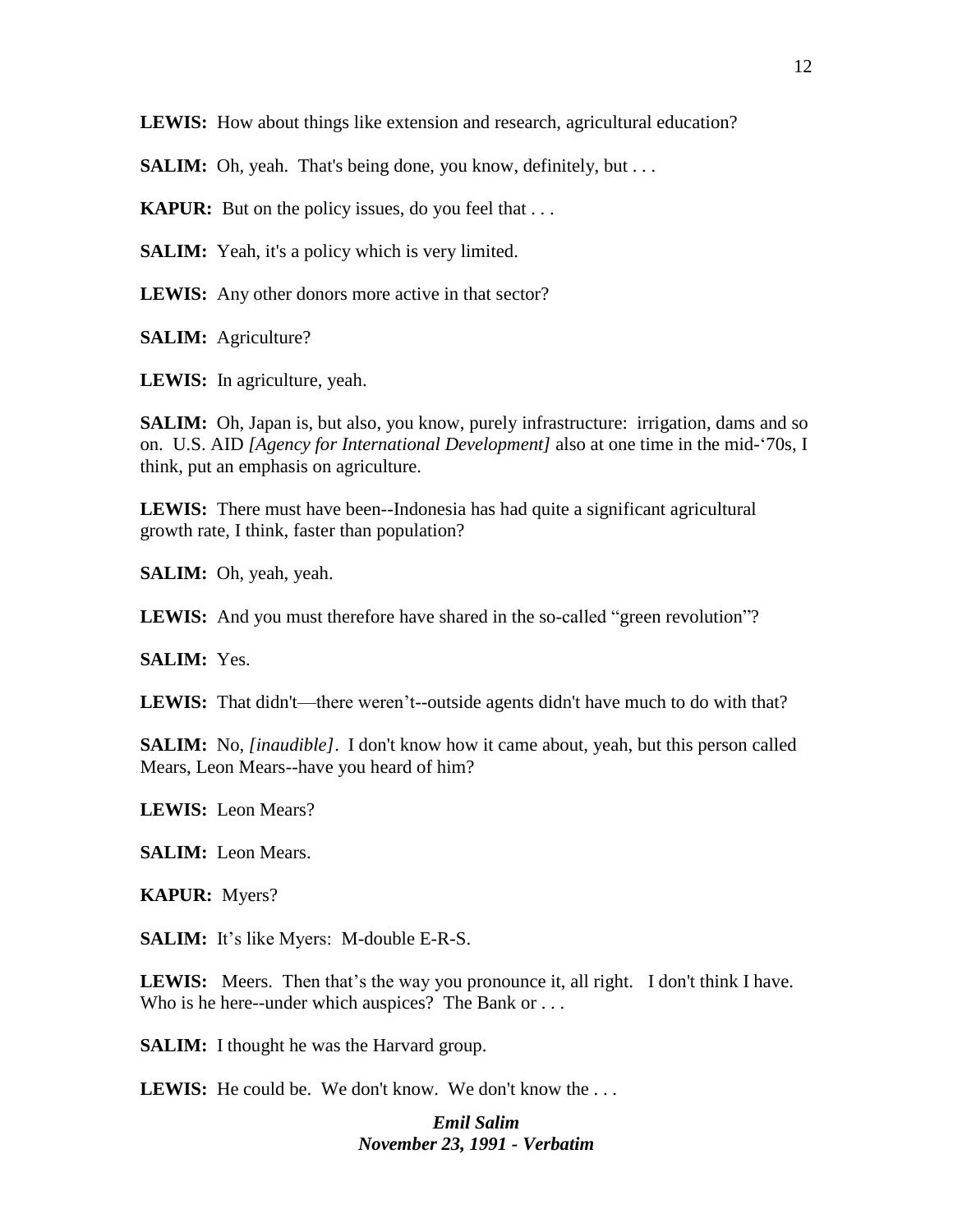**LEWIS:** How about things like extension and research, agricultural education?

**SALIM:** Oh, yeah. That's being done, you know, definitely, but . . .

**KAPUR:** But on the policy issues, do you feel that . . .

**SALIM:** Yeah, it's a policy which is very limited.

**LEWIS:** Any other donors more active in that sector?

**SALIM:** Agriculture?

**LEWIS:** In agriculture, yeah.

**SALIM:** Oh, Japan is, but also, you know, purely infrastructure: irrigation, dams and so on. U.S. AID *[Agency for International Development]* also at one time in the mid-'70s, I think, put an emphasis on agriculture.

**LEWIS:** There must have been--Indonesia has had quite a significant agricultural growth rate, I think, faster than population?

**SALIM:** Oh, yeah, yeah.

**LEWIS:** And you must therefore have shared in the so-called "green revolution"?

**SALIM:** Yes.

**LEWIS:** That didn't—there weren't--outside agents didn't have much to do with that?

**SALIM:** No, *[inaudible]*. I don't know how it came about, yeah, but this person called Mears, Leon Mears--have you heard of him?

**LEWIS:** Leon Mears?

**SALIM:** Leon Mears.

**KAPUR:** Myers?

**SALIM:** It's like Myers: M-double E-R-S.

**LEWIS:** Meers. Then that's the way you pronounce it, all right. I don't think I have. Who is he here--under which auspices? The Bank or . . .

**SALIM:** I thought he was the Harvard group.

**LEWIS:** He could be. We don't know. We don't know the . . .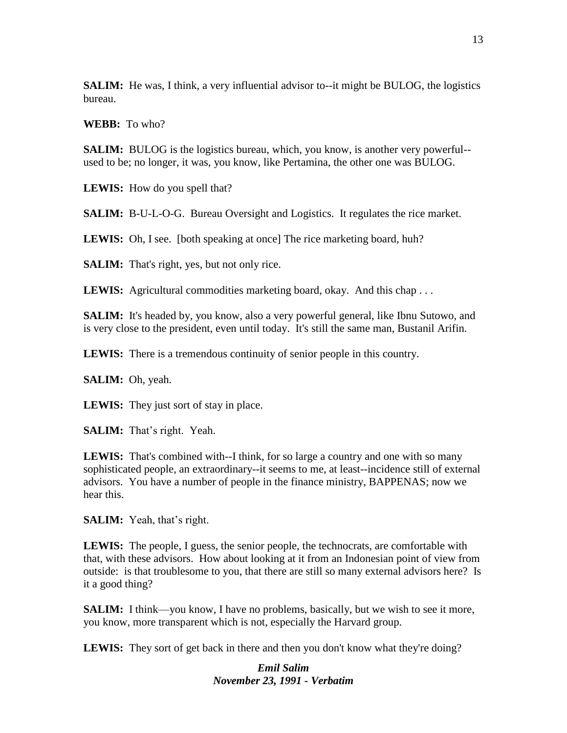**SALIM:** He was, I think, a very influential advisor to--it might be BULOG, the logistics bureau.

**WEBB:** To who?

**SALIM:** BULOG is the logistics bureau, which, you know, is another very powerful--used to be; no longer, it was, you know, like Pertamina, the other one was BULOG.

**LEWIS:** How do you spell that?

**SALIM:** B-U-L-O-G. Bureau Oversight and Logistics. It regulates the rice market.

**LEWIS:** Oh, I see. [both speaking at once] The rice marketing board, huh?

**SALIM:** That's right, yes, but not only rice.

**LEWIS:** Agricultural commodities marketing board, okay. And this chap . . .

**SALIM:** It's headed by, you know, also a very powerful general, like Ibnu Sutowo, and is very close to the president, even until today. It's still the same man, Bustanil Arifin.

**LEWIS:** There is a tremendous continuity of senior people in this country.

**SALIM:** Oh, yeah.

**LEWIS:** They just sort of stay in place.

**SALIM:** That's right. Yeah.

**LEWIS:** That's combined with--I think, for so large a country and one with so many sophisticated people, an extraordinary--it seems to me, at least--incidence still of external advisors. You have a number of people in the finance ministry, BAPPENAS; now we hear this.

**SALIM:** Yeah, that's right.

**LEWIS:** The people, I guess, the senior people, the technocrats, are comfortable with that, with these advisors. How about looking at it from an Indonesian point of view from outside: is that troublesome to you, that there are still so many external advisors here? Is it a good thing?

**SALIM:** I think—you know, I have no problems, basically, but we wish to see it more, you know, more transparent which is not, especially the Harvard group.

**LEWIS:** They sort of get back in there and then you don't know what they're doing?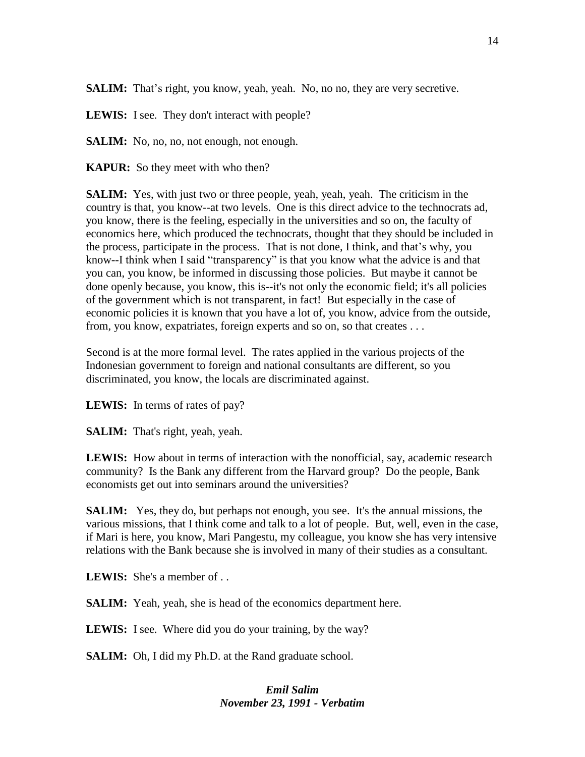**SALIM:** That's right, you know, yeah, yeah. No, no no, they are very secretive.

**LEWIS:** I see. They don't interact with people?

**SALIM:** No, no, no, not enough, not enough.

**KAPUR:** So they meet with who then?

**SALIM:** Yes, with just two or three people, yeah, yeah, yeah. The criticism in the country is that, you know--at two levels. One is this direct advice to the technocrats ad, you know, there is the feeling, especially in the universities and so on, the faculty of economics here, which produced the technocrats, thought that they should be included in the process, participate in the process. That is not done, I think, and that's why, you know--I think when I said "transparency" is that you know what the advice is and that you can, you know, be informed in discussing those policies. But maybe it cannot be done openly because, you know, this is--it's not only the economic field; it's all policies of the government which is not transparent, in fact! But especially in the case of economic policies it is known that you have a lot of, you know, advice from the outside, from, you know, expatriates, foreign experts and so on, so that creates . . .

Second is at the more formal level. The rates applied in the various projects of the Indonesian government to foreign and national consultants are different, so you discriminated, you know, the locals are discriminated against.

**LEWIS:** In terms of rates of pay?

**SALIM:** That's right, yeah, yeah.

**LEWIS:** How about in terms of interaction with the nonofficial, say, academic research community? Is the Bank any different from the Harvard group? Do the people, Bank economists get out into seminars around the universities?

**SALIM:** Yes, they do, but perhaps not enough, you see. It's the annual missions, the various missions, that I think come and talk to a lot of people. But, well, even in the case, if Mari is here, you know, Mari Pangestu, my colleague, you know she has very intensive relations with the Bank because she is involved in many of their studies as a consultant.

**LEWIS:** She's a member of . .

**SALIM:** Yeah, yeah, she is head of the economics department here.

**LEWIS:** I see. Where did you do your training, by the way?

**SALIM:** Oh, I did my Ph.D. at the Rand graduate school.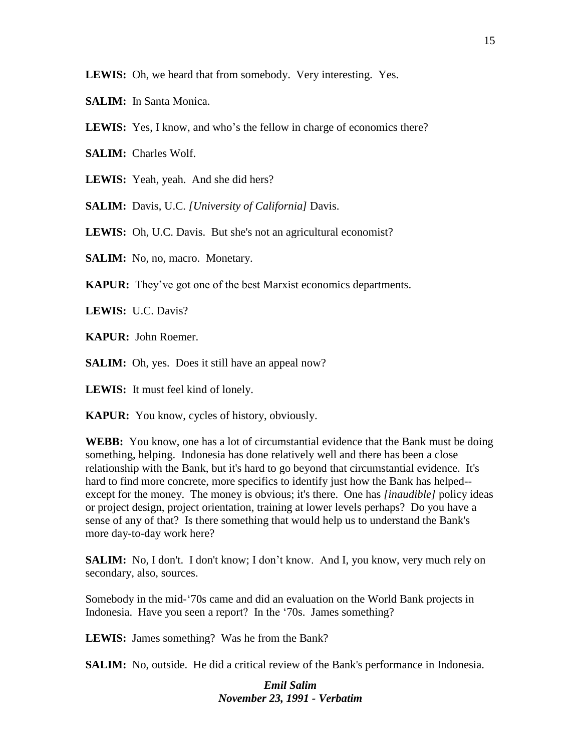**LEWIS:** Oh, we heard that from somebody. Very interesting. Yes.

**SALIM:** In Santa Monica.

**LEWIS:** Yes, I know, and who's the fellow in charge of economics there?

**SALIM:** Charles Wolf.

**LEWIS:** Yeah, yeah. And she did hers?

**SALIM:** Davis, U.C. *[University of California]* Davis.

**LEWIS:** Oh, U.C. Davis. But she's not an agricultural economist?

**SALIM:** No, no, macro. Monetary.

**KAPUR:** They've got one of the best Marxist economics departments.

**LEWIS:** U.C. Davis?

**KAPUR:** John Roemer.

**SALIM:** Oh, yes. Does it still have an appeal now?

**LEWIS:** It must feel kind of lonely.

**KAPUR:** You know, cycles of history, obviously.

**WEBB:** You know, one has a lot of circumstantial evidence that the Bank must be doing something, helping. Indonesia has done relatively well and there has been a close relationship with the Bank, but it's hard to go beyond that circumstantial evidence. It's hard to find more concrete, more specifics to identify just how the Bank has helped--except for the money. The money is obvious; it's there. One has *[inaudible]* policy ideas or project design, project orientation, training at lower levels perhaps? Do you have a sense of any of that? Is there something that would help us to understand the Bank's more day-to-day work here?

**SALIM:** No, I don't. I don't know; I don't know. And I, you know, very much rely on secondary, also, sources.

Somebody in the mid-'70s came and did an evaluation on the World Bank projects in Indonesia. Have you seen a report? In the '70s. James something?

**LEWIS:** James something? Was he from the Bank?

**SALIM:** No, outside. He did a critical review of the Bank's performance in Indonesia.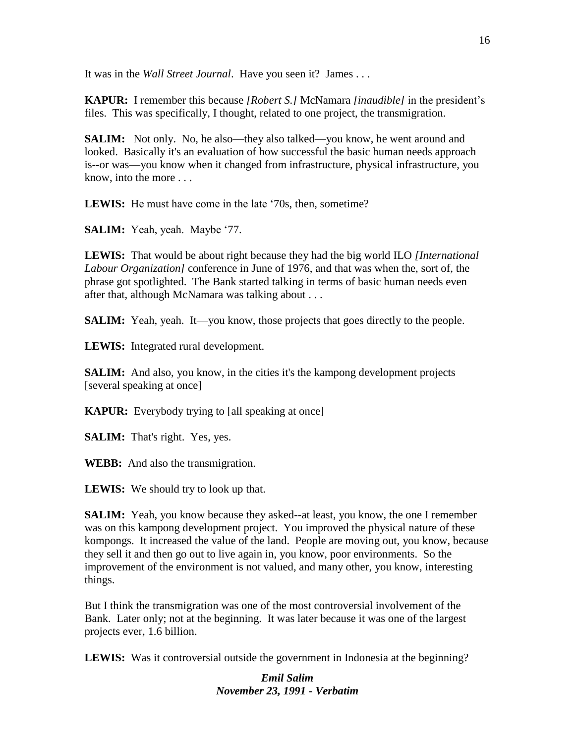It was in the *Wall Street Journal*. Have you seen it? James . . .

**KAPUR:** I remember this because *[Robert S.]* McNamara *[inaudible]* in the president's files. This was specifically, I thought, related to one project, the transmigration.

**SALIM:** Not only. No, he also—they also talked—you know, he went around and looked. Basically it's an evaluation of how successful the basic human needs approach is--or was—you know when it changed from infrastructure, physical infrastructure, you know, into the more . . .

**LEWIS:** He must have come in the late '70s, then, sometime?

**SALIM:** Yeah, yeah. Maybe '77.

**LEWIS:** That would be about right because they had the big world ILO *[International Labour Organization]* conference in June of 1976, and that was when the, sort of, the phrase got spotlighted. The Bank started talking in terms of basic human needs even after that, although McNamara was talking about . . .

**SALIM:** Yeah, yeah. It—you know, those projects that goes directly to the people.

**LEWIS:** Integrated rural development.

**SALIM:** And also, you know, in the cities it's the kampong development projects [several speaking at once]

**KAPUR:** Everybody trying to [all speaking at once]

**SALIM:** That's right. Yes, yes.

**WEBB:** And also the transmigration.

**LEWIS:** We should try to look up that.

**SALIM:** Yeah, you know because they asked--at least, you know, the one I remember was on this kampong development project. You improved the physical nature of these kompongs. It increased the value of the land. People are moving out, you know, because they sell it and then go out to live again in, you know, poor environments. So the improvement of the environment is not valued, and many other, you know, interesting things.

But I think the transmigration was one of the most controversial involvement of the Bank. Later only; not at the beginning. It was later because it was one of the largest projects ever, 1.6 billion.

**LEWIS:** Was it controversial outside the government in Indonesia at the beginning?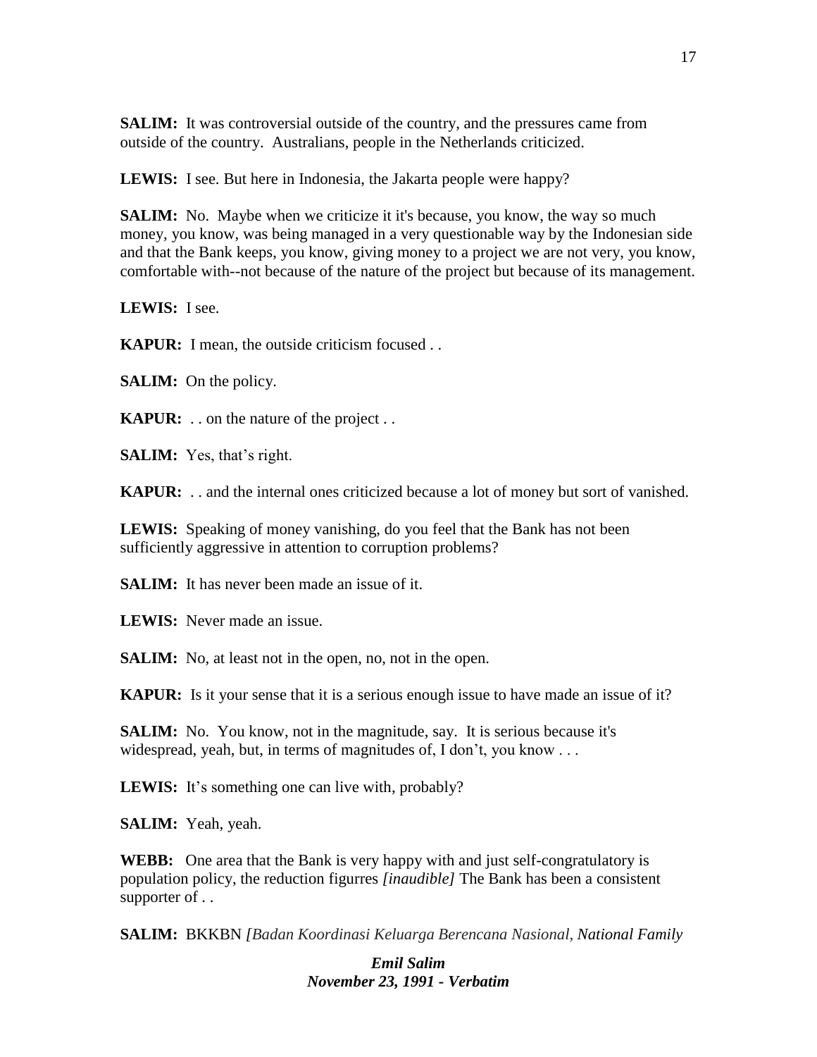**SALIM:** It was controversial outside of the country, and the pressures came from outside of the country. Australians, people in the Netherlands criticized.

**LEWIS:** I see. But here in Indonesia, the Jakarta people were happy?

**SALIM:** No. Maybe when we criticize it it's because, you know, the way so much money, you know, was being managed in a very questionable way by the Indonesian side and that the Bank keeps, you know, giving money to a project we are not very, you know, comfortable with--not because of the nature of the project but because of its management.

**LEWIS:** I see.

**KAPUR:** I mean, the outside criticism focused . .

**SALIM:** On the policy.

**KAPUR:** . . on the nature of the project . .

**SALIM:** Yes, that's right.

**KAPUR:** . . and the internal ones criticized because a lot of money but sort of vanished.

**LEWIS:** Speaking of money vanishing, do you feel that the Bank has not been sufficiently aggressive in attention to corruption problems?

**SALIM:** It has never been made an issue of it.

**LEWIS:** Never made an issue.

**SALIM:** No, at least not in the open, no, not in the open.

**KAPUR:** Is it your sense that it is a serious enough issue to have made an issue of it?

**SALIM:** No. You know, not in the magnitude, say. It is serious because it's widespread, yeah, but, in terms of magnitudes of, I don't, you know . . .

**LEWIS:** It's something one can live with, probably?

**SALIM:** Yeah, yeah.

**WEBB:** One area that the Bank is very happy with and just self-congratulatory is population policy, the reduction figurres *[inaudible]* The Bank has been a consistent supporter of . .

**SALIM:** BKKBN *[Badan Koordinasi Keluarga Berencana Nasional, National Family*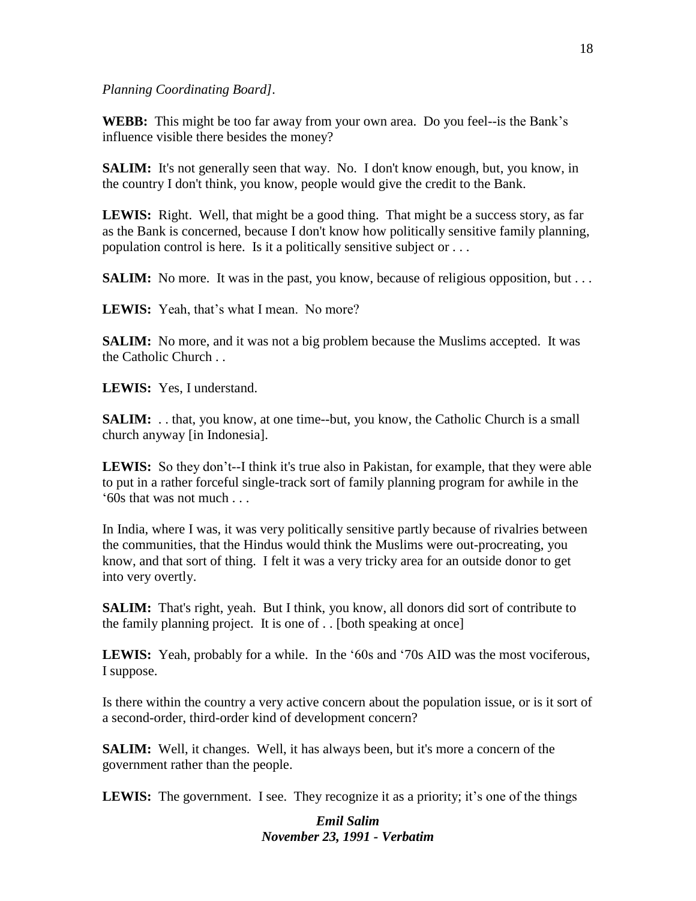*Planning Coordinating Board]*.

**WEBB:** This might be too far away from your own area. Do you feel--is the Bank's influence visible there besides the money?

**SALIM:** It's not generally seen that way. No. I don't know enough, but, you know, in the country I don't think, you know, people would give the credit to the Bank.

**LEWIS:** Right. Well, that might be a good thing. That might be a success story, as far as the Bank is concerned, because I don't know how politically sensitive family planning, population control is here. Is it a politically sensitive subject or . . .

**SALIM:** No more. It was in the past, you know, because of religious opposition, but . . .

**LEWIS:** Yeah, that's what I mean. No more?

**SALIM:** No more, and it was not a big problem because the Muslims accepted. It was the Catholic Church . .

**LEWIS:** Yes, I understand.

**SALIM:** . . that, you know, at one time--but, you know, the Catholic Church is a small church anyway [in Indonesia].

**LEWIS:** So they don't--I think it's true also in Pakistan, for example, that they were able to put in a rather forceful single-track sort of family planning program for awhile in the '60s that was not much . . .

In India, where I was, it was very politically sensitive partly because of rivalries between the communities, that the Hindus would think the Muslims were out-procreating, you know, and that sort of thing. I felt it was a very tricky area for an outside donor to get into very overtly.

**SALIM:** That's right, yeah. But I think, you know, all donors did sort of contribute to the family planning project. It is one of . . [both speaking at once]

**LEWIS:** Yeah, probably for a while. In the '60s and '70s AID was the most vociferous, I suppose.

Is there within the country a very active concern about the population issue, or is it sort of a second-order, third-order kind of development concern?

**SALIM:** Well, it changes. Well, it has always been, but it's more a concern of the government rather than the people.

**LEWIS:** The government. I see. They recognize it as a priority; it's one of the things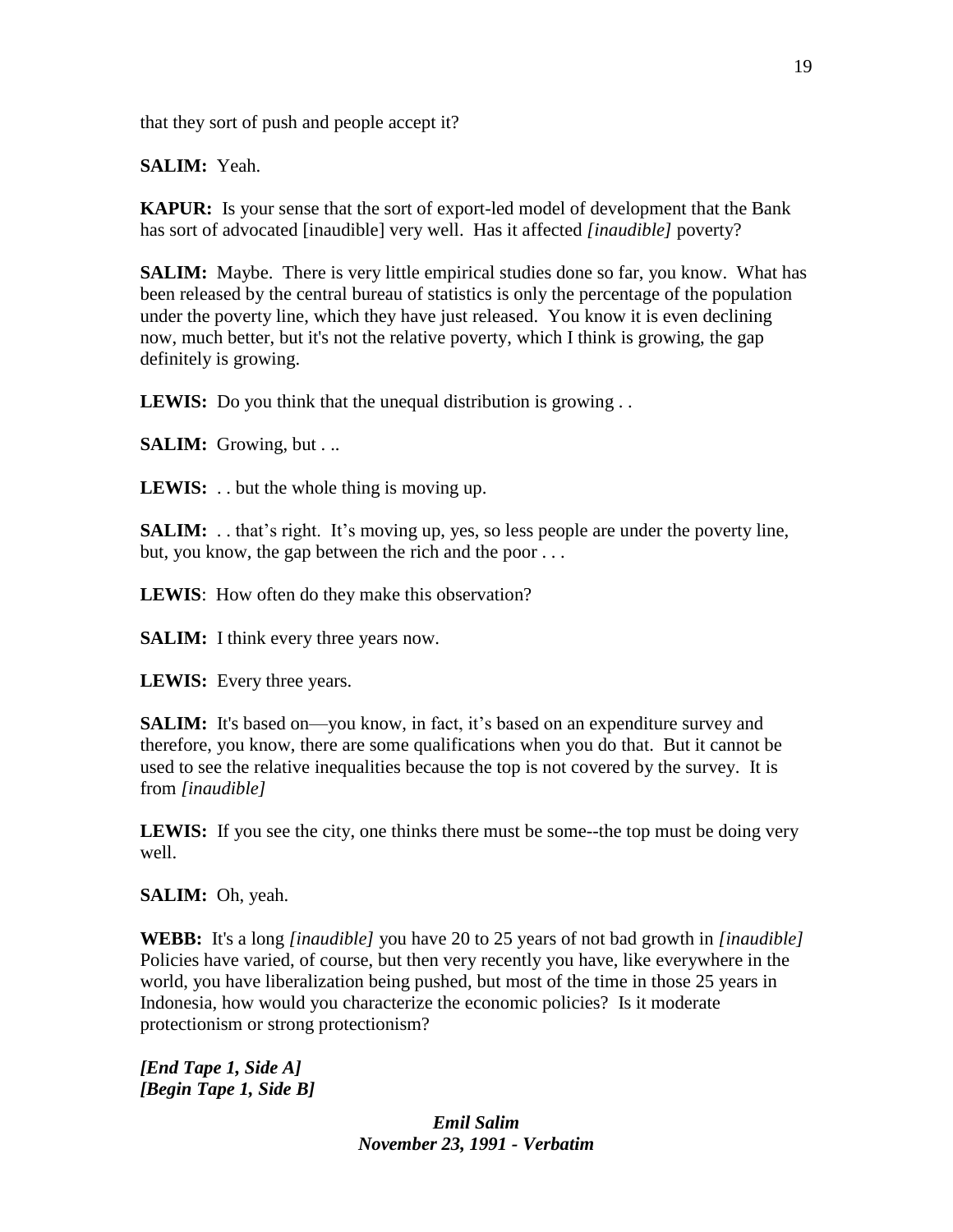that they sort of push and people accept it?

**SALIM:** Yeah.

**KAPUR:** Is your sense that the sort of export-led model of development that the Bank has sort of advocated [inaudible] very well. Has it affected *[inaudible]* poverty?

**SALIM:** Maybe. There is very little empirical studies done so far, you know. What has been released by the central bureau of statistics is only the percentage of the population under the poverty line, which they have just released. You know it is even declining now, much better, but it's not the relative poverty, which I think is growing, the gap definitely is growing.

**LEWIS:** Do you think that the unequal distribution is growing . .

**SALIM:** Growing, but . ..

**LEWIS:** . . but the whole thing is moving up.

**SALIM:** . . that's right. It's moving up, yes, so less people are under the poverty line, but, you know, the gap between the rich and the poor . . .

**LEWIS**: How often do they make this observation?

**SALIM:** I think every three years now.

**LEWIS:** Every three years.

**SALIM:** It's based on—you know, in fact, it's based on an expenditure survey and therefore, you know, there are some qualifications when you do that. But it cannot be used to see the relative inequalities because the top is not covered by the survey. It is from *[inaudible]*

**LEWIS:** If you see the city, one thinks there must be some--the top must be doing very well.

**SALIM:** Oh, yeah.

**WEBB:** It's a long *[inaudible]* you have 20 to 25 years of not bad growth in *[inaudible]* Policies have varied, of course, but then very recently you have, like everywhere in the world, you have liberalization being pushed, but most of the time in those 25 years in Indonesia, how would you characterize the economic policies? Is it moderate protectionism or strong protectionism?

***[End Tape 1, Side A]***
***[Begin Tape 1, Side B]***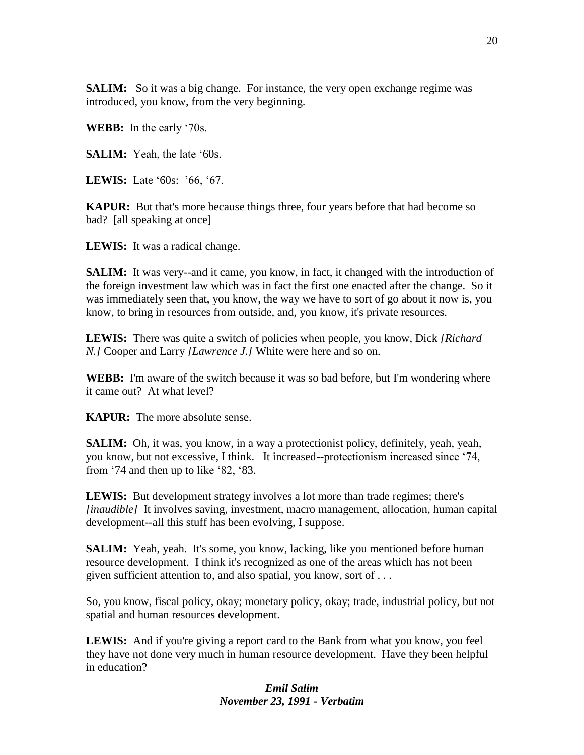**SALIM:** So it was a big change. For instance, the very open exchange regime was introduced, you know, from the very beginning.

**WEBB:** In the early '70s.

**SALIM:** Yeah, the late '60s.

**LEWIS:** Late '60s: '66, '67.

**KAPUR:** But that's more because things three, four years before that had become so bad? [all speaking at once]

**LEWIS:** It was a radical change.

**SALIM:** It was very--and it came, you know, in fact, it changed with the introduction of the foreign investment law which was in fact the first one enacted after the change. So it was immediately seen that, you know, the way we have to sort of go about it now is, you know, to bring in resources from outside, and, you know, it's private resources.

**LEWIS:** There was quite a switch of policies when people, you know, Dick *[Richard N.]* Cooper and Larry *[Lawrence J.]* White were here and so on.

**WEBB:** I'm aware of the switch because it was so bad before, but I'm wondering where it came out? At what level?

**KAPUR:** The more absolute sense.

**SALIM:** Oh, it was, you know, in a way a protectionist policy, definitely, yeah, yeah, you know, but not excessive, I think. It increased--protectionism increased since '74, from '74 and then up to like '82, '83.

**LEWIS:** But development strategy involves a lot more than trade regimes; there's *[inaudible]* It involves saving, investment, macro management, allocation, human capital development--all this stuff has been evolving, I suppose.

**SALIM:** Yeah, yeah. It's some, you know, lacking, like you mentioned before human resource development. I think it's recognized as one of the areas which has not been given sufficient attention to, and also spatial, you know, sort of . . .

So, you know, fiscal policy, okay; monetary policy, okay; trade, industrial policy, but not spatial and human resources development.

**LEWIS:** And if you're giving a report card to the Bank from what you know, you feel they have not done very much in human resource development. Have they been helpful in education?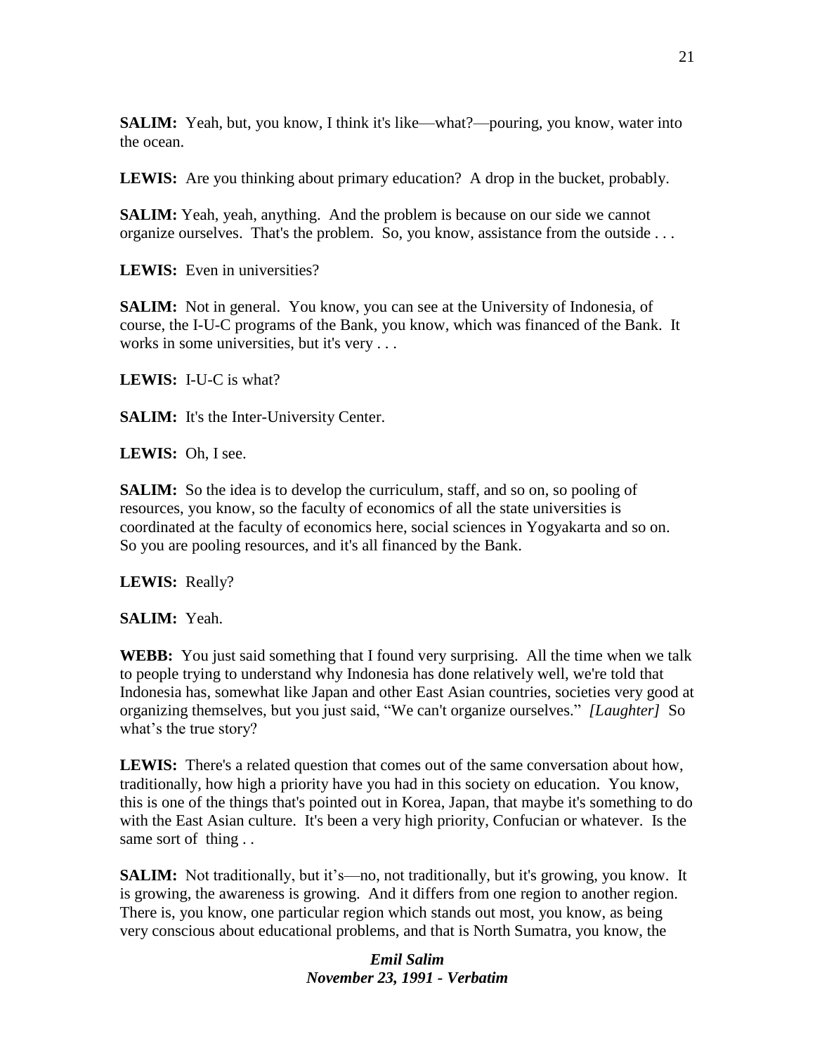**SALIM:** Yeah, but, you know, I think it's like—what?—pouring, you know, water into the ocean.

**LEWIS:** Are you thinking about primary education? A drop in the bucket, probably.

**SALIM:** Yeah, yeah, anything. And the problem is because on our side we cannot organize ourselves. That's the problem. So, you know, assistance from the outside . . .

**LEWIS:** Even in universities?

**SALIM:** Not in general. You know, you can see at the University of Indonesia, of course, the I-U-C programs of the Bank, you know, which was financed of the Bank. It works in some universities, but it's very . . .

**LEWIS:** I-U-C is what?

**SALIM:** It's the Inter-University Center.

**LEWIS:** Oh, I see.

**SALIM:** So the idea is to develop the curriculum, staff, and so on, so pooling of resources, you know, so the faculty of economics of all the state universities is coordinated at the faculty of economics here, social sciences in Yogyakarta and so on. So you are pooling resources, and it's all financed by the Bank.

**LEWIS:** Really?

**SALIM:** Yeah.

**WEBB:** You just said something that I found very surprising. All the time when we talk to people trying to understand why Indonesia has done relatively well, we're told that Indonesia has, somewhat like Japan and other East Asian countries, societies very good at organizing themselves, but you just said, "We can't organize ourselves." *[Laughter]* So what's the true story?

**LEWIS:** There's a related question that comes out of the same conversation about how, traditionally, how high a priority have you had in this society on education. You know, this is one of the things that's pointed out in Korea, Japan, that maybe it's something to do with the East Asian culture. It's been a very high priority, Confucian or whatever. Is the same sort of thing . .

**SALIM:** Not traditionally, but it's—no, not traditionally, but it's growing, you know. It is growing, the awareness is growing. And it differs from one region to another region. There is, you know, one particular region which stands out most, you know, as being very conscious about educational problems, and that is North Sumatra, you know, the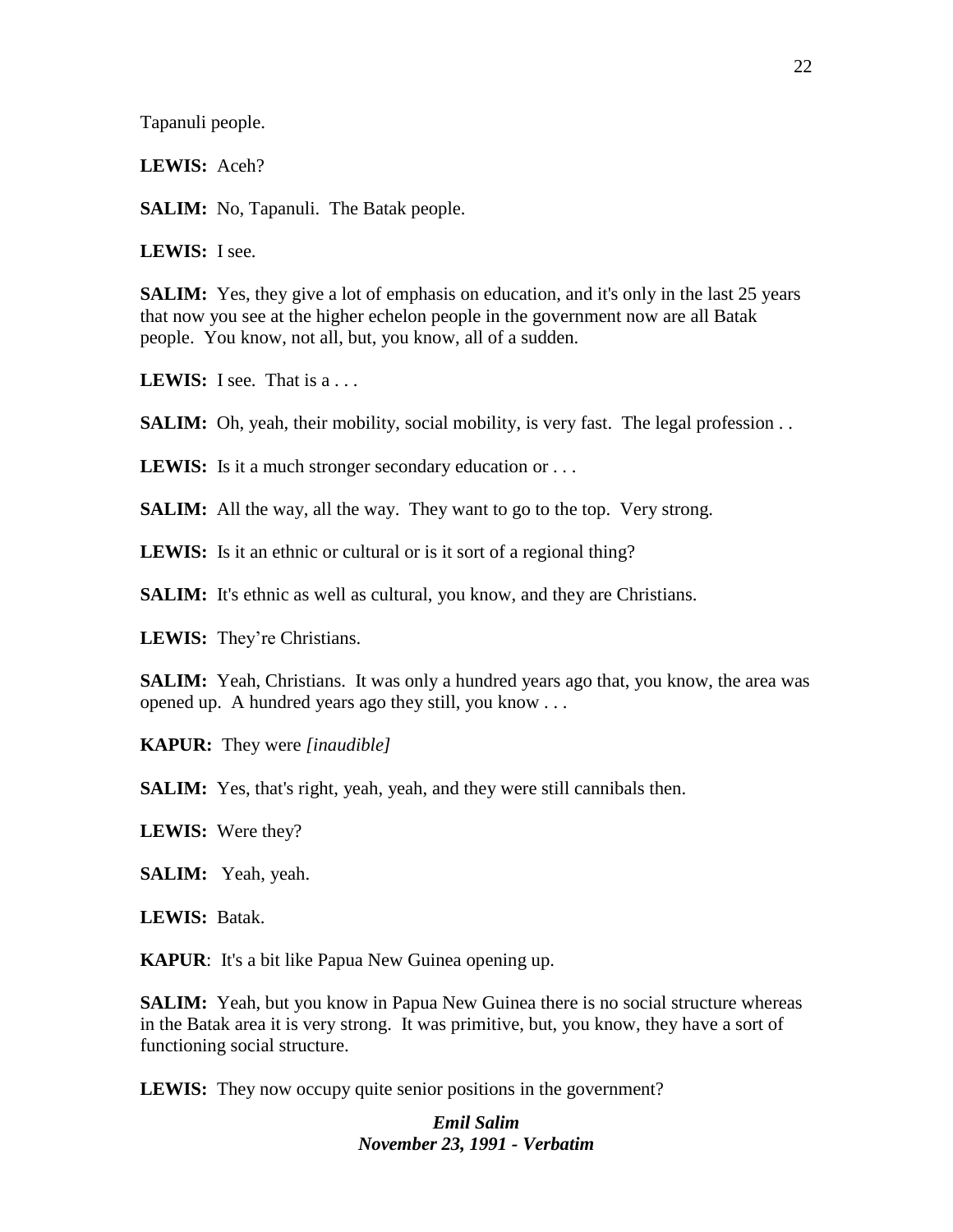Tapanuli people.

**LEWIS:** Aceh?

**SALIM:** No, Tapanuli. The Batak people.

**LEWIS:** I see.

**SALIM:** Yes, they give a lot of emphasis on education, and it's only in the last 25 years that now you see at the higher echelon people in the government now are all Batak people. You know, not all, but, you know, all of a sudden.

**LEWIS:** I see. That is a . . .

**SALIM:** Oh, yeah, their mobility, social mobility, is very fast. The legal profession . .

**LEWIS:** Is it a much stronger secondary education or . . .

**SALIM:** All the way, all the way. They want to go to the top. Very strong.

**LEWIS:** Is it an ethnic or cultural or is it sort of a regional thing?

**SALIM:** It's ethnic as well as cultural, you know, and they are Christians.

**LEWIS:** They're Christians.

**SALIM:** Yeah, Christians. It was only a hundred years ago that, you know, the area was opened up. A hundred years ago they still, you know . . .

**KAPUR:** They were *[inaudible]*

**SALIM:** Yes, that's right, yeah, yeah, and they were still cannibals then.

**LEWIS:** Were they?

**SALIM:** Yeah, yeah.

**LEWIS:** Batak.

**KAPUR**: It's a bit like Papua New Guinea opening up.

**SALIM:** Yeah, but you know in Papua New Guinea there is no social structure whereas in the Batak area it is very strong. It was primitive, but, you know, they have a sort of functioning social structure.

**LEWIS:** They now occupy quite senior positions in the government?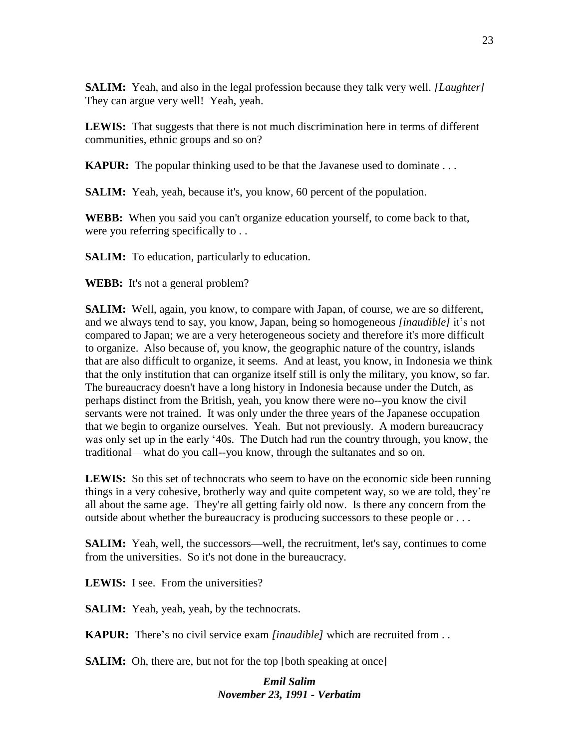**SALIM:** Yeah, and also in the legal profession because they talk very well. *[Laughter]* They can argue very well! Yeah, yeah.

**LEWIS:** That suggests that there is not much discrimination here in terms of different communities, ethnic groups and so on?

**KAPUR:** The popular thinking used to be that the Javanese used to dominate . . .

**SALIM:** Yeah, yeah, because it's, you know, 60 percent of the population.

**WEBB:** When you said you can't organize education yourself, to come back to that, were you referring specifically to . .

**SALIM:** To education, particularly to education.

**WEBB:** It's not a general problem?

**SALIM:** Well, again, you know, to compare with Japan, of course, we are so different, and we always tend to say, you know, Japan, being so homogeneous *[inaudible]* it's not compared to Japan; we are a very heterogeneous society and therefore it's more difficult to organize. Also because of, you know, the geographic nature of the country, islands that are also difficult to organize, it seems. And at least, you know, in Indonesia we think that the only institution that can organize itself still is only the military, you know, so far. The bureaucracy doesn't have a long history in Indonesia because under the Dutch, as perhaps distinct from the British, yeah, you know there were no--you know the civil servants were not trained. It was only under the three years of the Japanese occupation that we begin to organize ourselves. Yeah. But not previously. A modern bureaucracy was only set up in the early '40s. The Dutch had run the country through, you know, the traditional—what do you call--you know, through the sultanates and so on.

**LEWIS:** So this set of technocrats who seem to have on the economic side been running things in a very cohesive, brotherly way and quite competent way, so we are told, they're all about the same age. They're all getting fairly old now. Is there any concern from the outside about whether the bureaucracy is producing successors to these people or . . .

**SALIM:** Yeah, well, the successors—well, the recruitment, let's say, continues to come from the universities. So it's not done in the bureaucracy.

**LEWIS:** I see. From the universities?

**SALIM:** Yeah, yeah, yeah, by the technocrats.

**KAPUR:** There's no civil service exam *[inaudible]* which are recruited from . .

**SALIM:** Oh, there are, but not for the top [both speaking at once]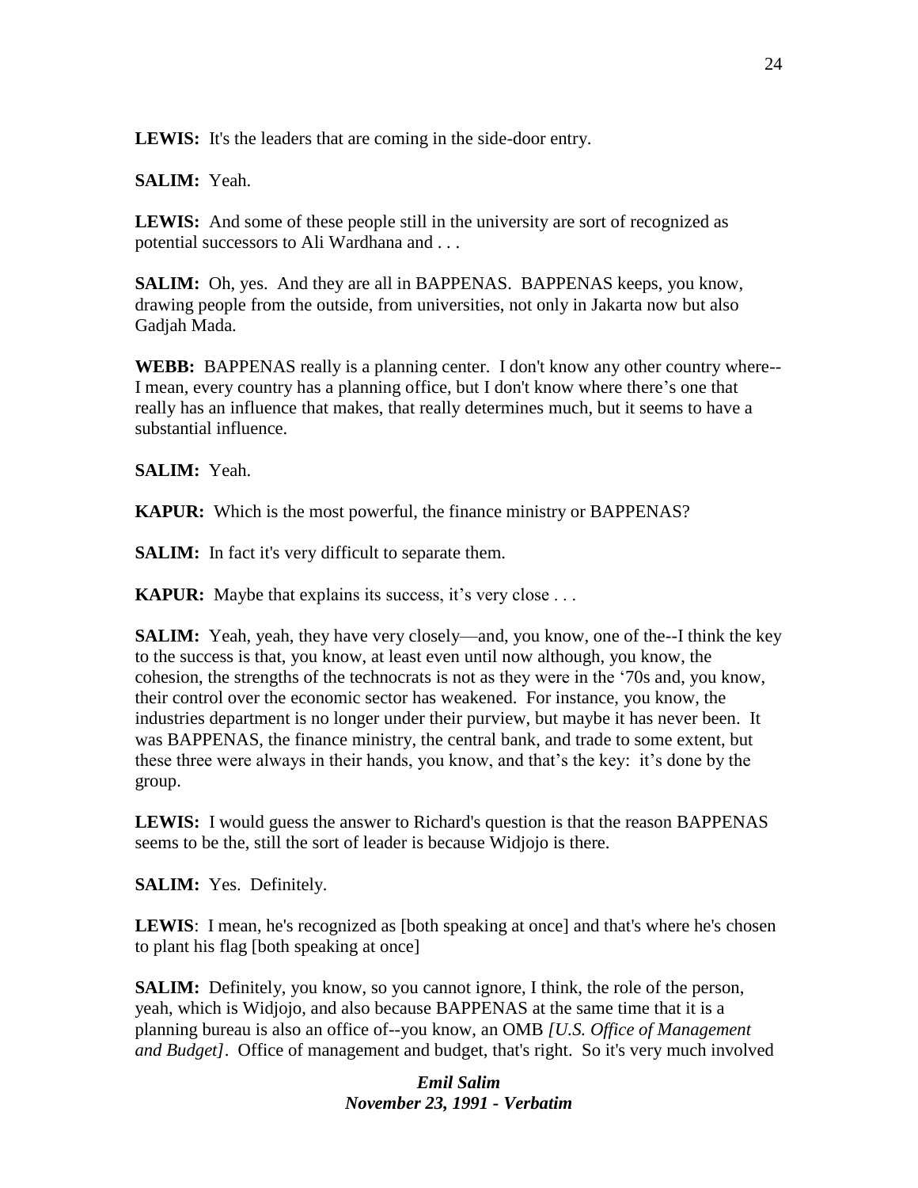**LEWIS:** It's the leaders that are coming in the side-door entry.

**SALIM:** Yeah.

**LEWIS:** And some of these people still in the university are sort of recognized as potential successors to Ali Wardhana and . . .

**SALIM:** Oh, yes. And they are all in BAPPENAS. BAPPENAS keeps, you know, drawing people from the outside, from universities, not only in Jakarta now but also Gadjah Mada.

**WEBB:** BAPPENAS really is a planning center. I don't know any other country where--I mean, every country has a planning office, but I don't know where there's one that really has an influence that makes, that really determines much, but it seems to have a substantial influence.

**SALIM:** Yeah.

**KAPUR:** Which is the most powerful, the finance ministry or BAPPENAS?

**SALIM:** In fact it's very difficult to separate them.

**KAPUR:** Maybe that explains its success, it's very close . . .

**SALIM:** Yeah, yeah, they have very closely—and, you know, one of the--I think the key to the success is that, you know, at least even until now although, you know, the cohesion, the strengths of the technocrats is not as they were in the '70s and, you know, their control over the economic sector has weakened. For instance, you know, the industries department is no longer under their purview, but maybe it has never been. It was BAPPENAS, the finance ministry, the central bank, and trade to some extent, but these three were always in their hands, you know, and that's the key: it's done by the group.

**LEWIS:** I would guess the answer to Richard's question is that the reason BAPPENAS seems to be the, still the sort of leader is because Widjojo is there.

**SALIM:** Yes. Definitely.

**LEWIS**: I mean, he's recognized as [both speaking at once] and that's where he's chosen to plant his flag [both speaking at once]

**SALIM:** Definitely, you know, so you cannot ignore, I think, the role of the person, yeah, which is Widjojo, and also because BAPPENAS at the same time that it is a planning bureau is also an office of--you know, an OMB *[U.S. Office of Management and Budget]*. Office of management and budget, that's right. So it's very much involved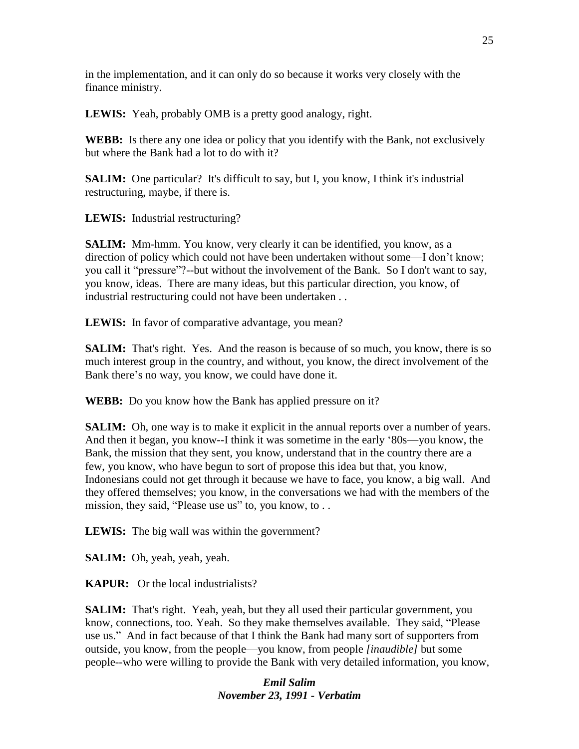in the implementation, and it can only do so because it works very closely with the finance ministry.

**LEWIS:** Yeah, probably OMB is a pretty good analogy, right.

**WEBB:** Is there any one idea or policy that you identify with the Bank, not exclusively but where the Bank had a lot to do with it?

**SALIM:** One particular? It's difficult to say, but I, you know, I think it's industrial restructuring, maybe, if there is.

**LEWIS:** Industrial restructuring?

**SALIM:** Mm-hmm. You know, very clearly it can be identified, you know, as a direction of policy which could not have been undertaken without some—I don't know; you call it "pressure"?--but without the involvement of the Bank. So I don't want to say, you know, ideas. There are many ideas, but this particular direction, you know, of industrial restructuring could not have been undertaken . .

**LEWIS:** In favor of comparative advantage, you mean?

**SALIM:** That's right. Yes. And the reason is because of so much, you know, there is so much interest group in the country, and without, you know, the direct involvement of the Bank there's no way, you know, we could have done it.

**WEBB:** Do you know how the Bank has applied pressure on it?

**SALIM:** Oh, one way is to make it explicit in the annual reports over a number of years. And then it began, you know--I think it was sometime in the early '80s—you know, the Bank, the mission that they sent, you know, understand that in the country there are a few, you know, who have begun to sort of propose this idea but that, you know, Indonesians could not get through it because we have to face, you know, a big wall. And they offered themselves; you know, in the conversations we had with the members of the mission, they said, "Please use us" to, you know, to . .

**LEWIS:** The big wall was within the government?

**SALIM:** Oh, yeah, yeah, yeah.

**KAPUR:** Or the local industrialists?

**SALIM:** That's right. Yeah, yeah, but they all used their particular government, you know, connections, too. Yeah. So they make themselves available. They said, "Please use us." And in fact because of that I think the Bank had many sort of supporters from outside, you know, from the people—you know, from people *[inaudible]* but some people--who were willing to provide the Bank with very detailed information, you know,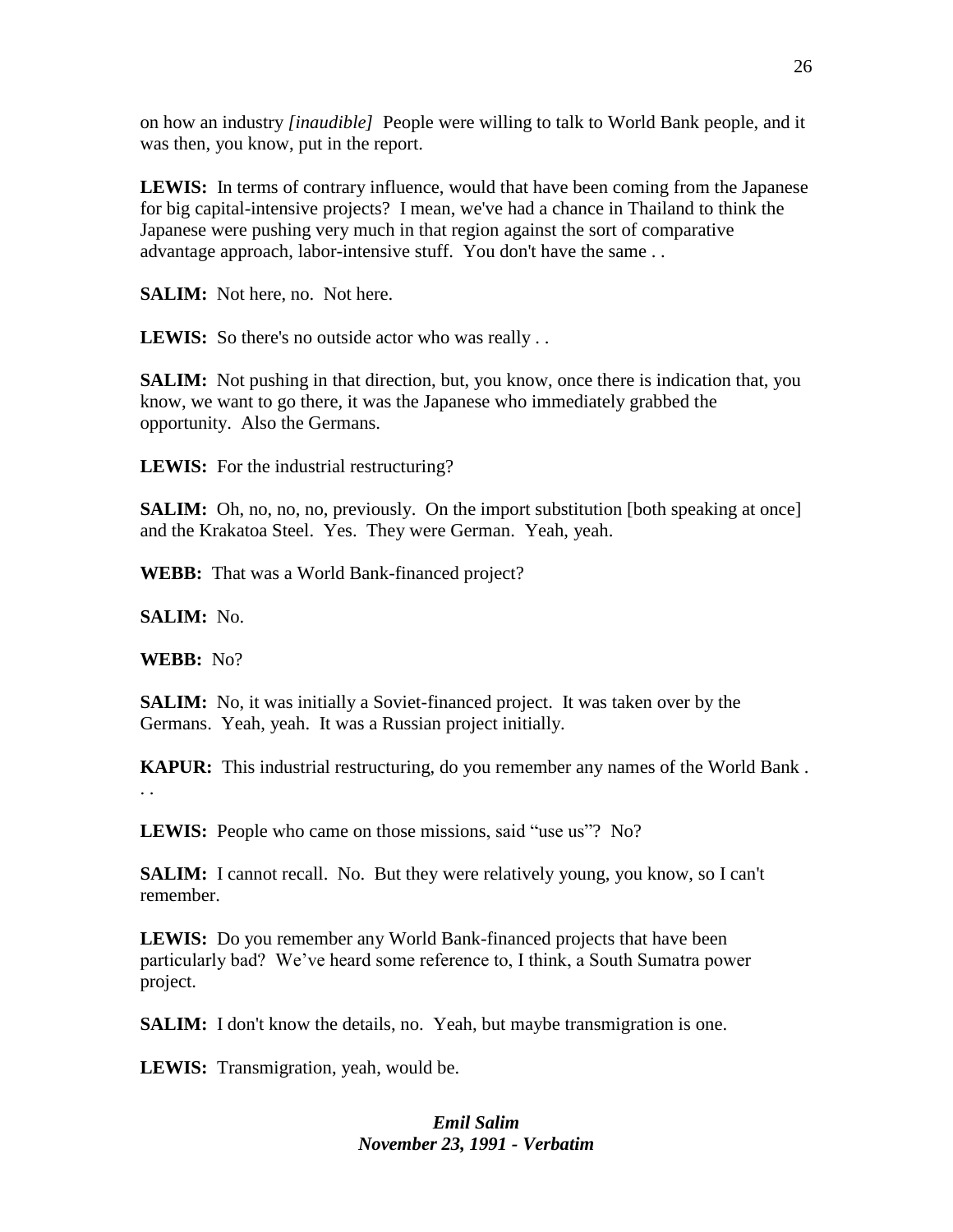on how an industry *[inaudible]* People were willing to talk to World Bank people, and it was then, you know, put in the report.

**LEWIS:** In terms of contrary influence, would that have been coming from the Japanese for big capital-intensive projects? I mean, we've had a chance in Thailand to think the Japanese were pushing very much in that region against the sort of comparative advantage approach, labor-intensive stuff. You don't have the same . .

**SALIM:** Not here, no. Not here.

**LEWIS:** So there's no outside actor who was really . .

**SALIM:** Not pushing in that direction, but, you know, once there is indication that, you know, we want to go there, it was the Japanese who immediately grabbed the opportunity. Also the Germans.

**LEWIS:** For the industrial restructuring?

**SALIM:** Oh, no, no, no, no, previously. On the import substitution [both speaking at once] and the Krakatoa Steel. Yes. They were German. Yeah, yeah.

**WEBB:** That was a World Bank-financed project?

**SALIM:** No.

**WEBB:** No?

**SALIM:** No, it was initially a Soviet-financed project. It was taken over by the Germans. Yeah, yeah. It was a Russian project initially.

**KAPUR:** This industrial restructuring, do you remember any names of the World Bank . . .

**LEWIS:** People who came on those missions, said "use us"? No?

**SALIM:** I cannot recall. No. But they were relatively young, you know, so I can't remember.

**LEWIS:** Do you remember any World Bank-financed projects that have been particularly bad? We've heard some reference to, I think, a South Sumatra power project.

**SALIM:** I don't know the details, no. Yeah, but maybe transmigration is one.

**LEWIS:** Transmigration, yeah, would be.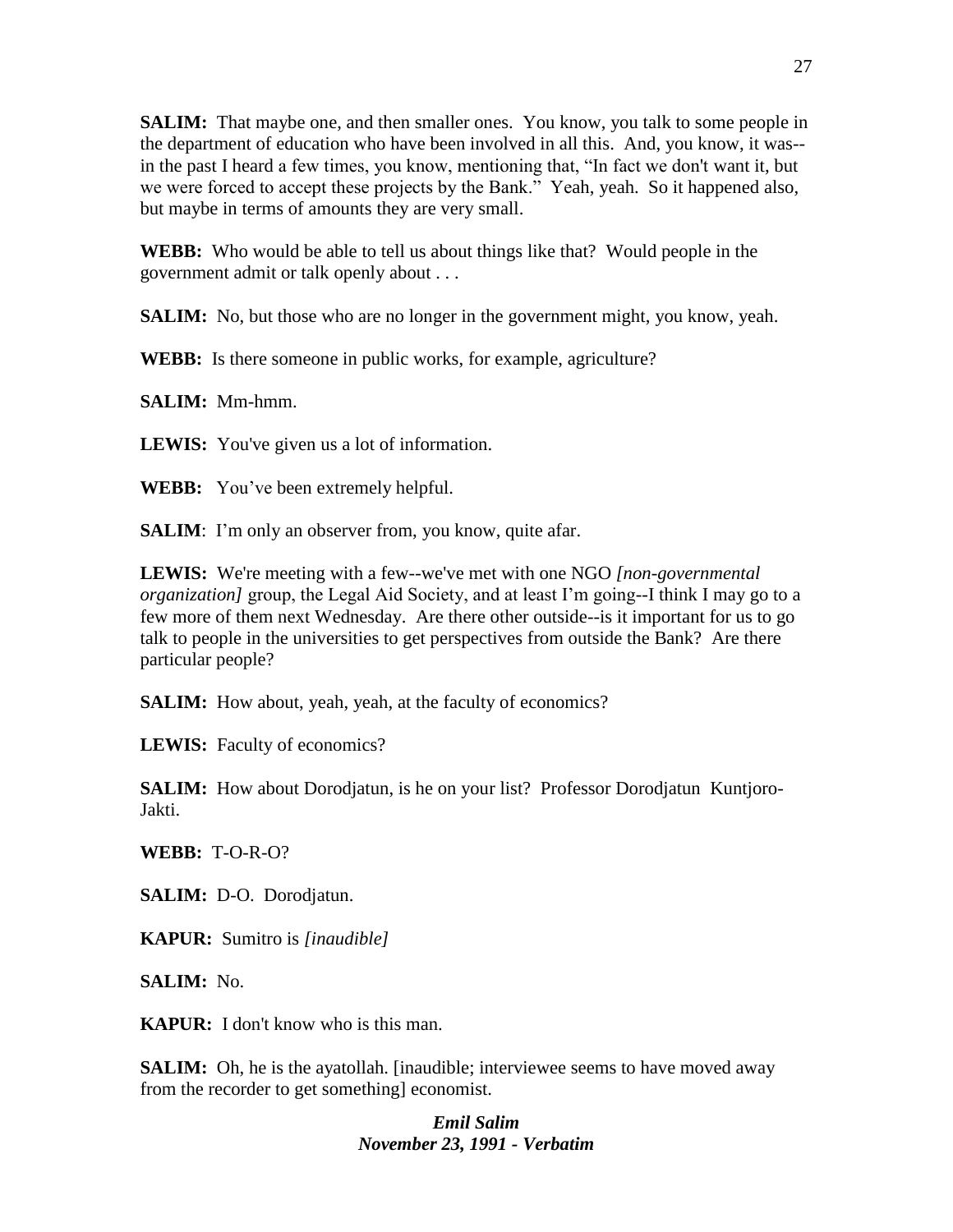**SALIM:** That maybe one, and then smaller ones. You know, you talk to some people in the department of education who have been involved in all this. And, you know, it was--in the past I heard a few times, you know, mentioning that, "In fact we don't want it, but we were forced to accept these projects by the Bank." Yeah, yeah. So it happened also, but maybe in terms of amounts they are very small.

**WEBB:** Who would be able to tell us about things like that? Would people in the government admit or talk openly about . . .

**SALIM:** No, but those who are no longer in the government might, you know, yeah.

**WEBB:** Is there someone in public works, for example, agriculture?

**SALIM:** Mm-hmm.

**LEWIS:** You've given us a lot of information.

**WEBB:** You've been extremely helpful.

**SALIM**: I'm only an observer from, you know, quite afar.

**LEWIS:** We're meeting with a few--we've met with one NGO *[non-governmental organization]* group, the Legal Aid Society, and at least I'm going--I think I may go to a few more of them next Wednesday. Are there other outside--is it important for us to go talk to people in the universities to get perspectives from outside the Bank? Are there particular people?

**SALIM:** How about, yeah, yeah, at the faculty of economics?

**LEWIS:** Faculty of economics?

**SALIM:** How about Dorodjatun, is he on your list? Professor Dorodjatun Kuntjoro-Jakti.

**WEBB:** T-O-R-O?

**SALIM:** D-O. Dorodjatun.

**KAPUR:** Sumitro is *[inaudible]*

**SALIM:** No.

**KAPUR:** I don't know who is this man.

**SALIM:** Oh, he is the ayatollah. [inaudible; interviewee seems to have moved away from the recorder to get something] economist.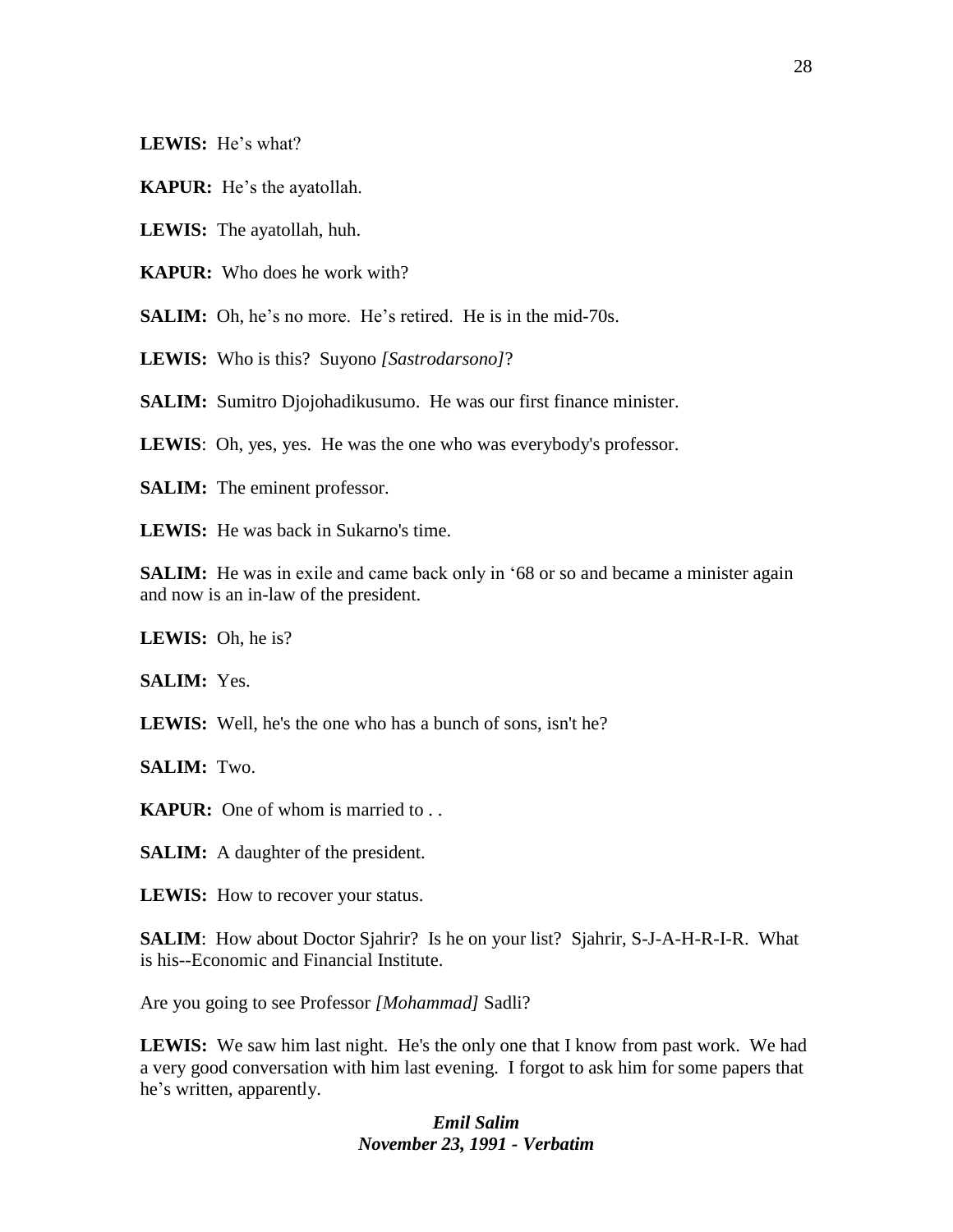**LEWIS:** He's what?

**KAPUR:** He's the ayatollah.

**LEWIS:** The ayatollah, huh.

**KAPUR:** Who does he work with?

**SALIM:** Oh, he's no more. He's retired. He is in the mid-70s.

**LEWIS:** Who is this? Suyono *[Sastrodarsono]*?

**SALIM:** Sumitro Djojohadikusumo. He was our first finance minister.

**LEWIS**: Oh, yes, yes. He was the one who was everybody's professor.

**SALIM:** The eminent professor.

**LEWIS:** He was back in Sukarno's time.

**SALIM:** He was in exile and came back only in '68 or so and became a minister again and now is an in-law of the president.

**LEWIS:** Oh, he is?

**SALIM:** Yes.

**LEWIS:** Well, he's the one who has a bunch of sons, isn't he?

**SALIM:** Two.

**KAPUR:** One of whom is married to . .

**SALIM:** A daughter of the president.

**LEWIS:** How to recover your status.

**SALIM**: How about Doctor Sjahrir? Is he on your list? Sjahrir, S-J-A-H-R-I-R. What is his--Economic and Financial Institute.

Are you going to see Professor *[Mohammad]* Sadli?

**LEWIS:** We saw him last night. He's the only one that I know from past work. We had a very good conversation with him last evening. I forgot to ask him for some papers that he's written, apparently.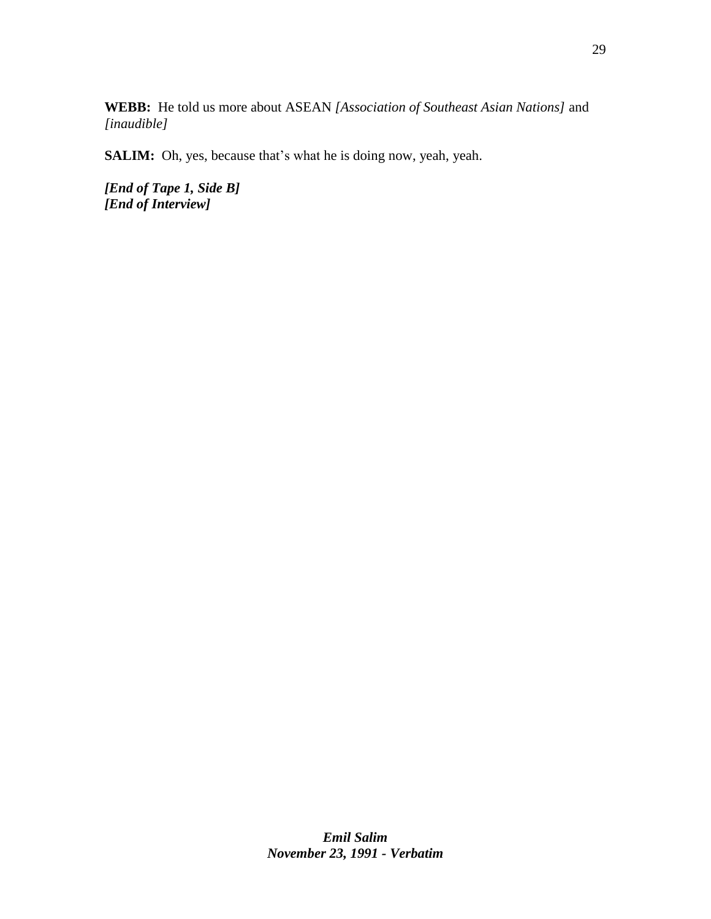**WEBB:** He told us more about ASEAN *[Association of Southeast Asian Nations]* and *[inaudible]*

**SALIM:** Oh, yes, because that's what he is doing now, yeah, yeah.

***[End of Tape 1, Side B]***
***[End of Interview]***